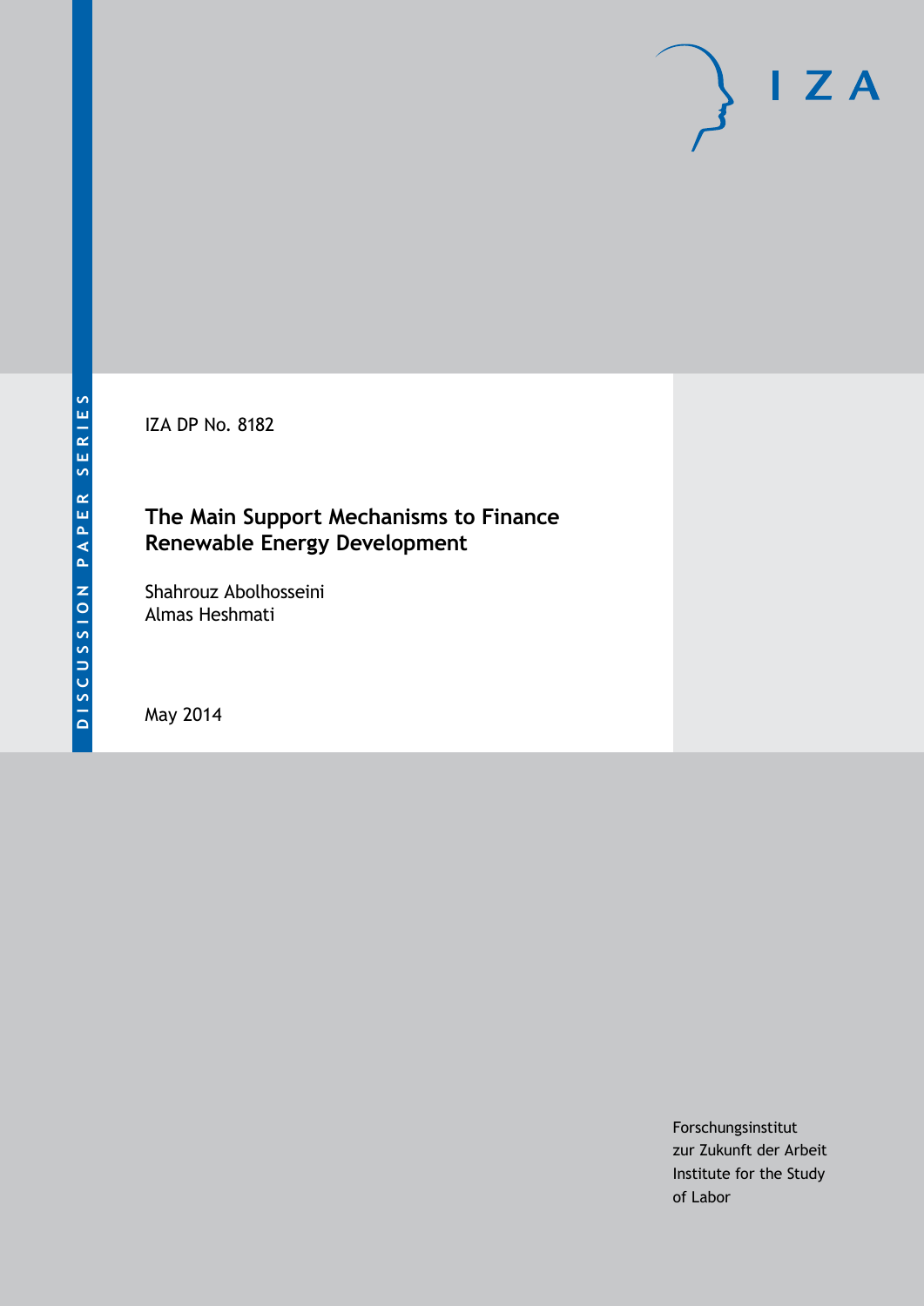DISCUSSION PAPER SERIES

IZA

IZA DP No. 8182

# The Main Support Mechanisms to Finance Renewable Energy Development

Shahrouz Abolhosseini
Almas Heshmati

May 2014

Forschungsinstitut
zur Zukunft der Arbeit
Institute for the Study
of Labor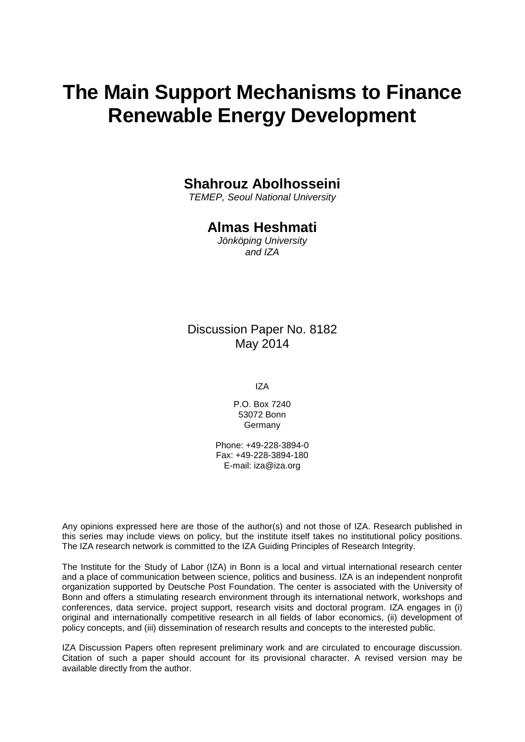# The Main Support Mechanisms to Finance Renewable Energy Development

**Shahrouz Abolhosseini**

*TEMEP, Seoul National University*

**Almas Heshmati**

*Jönköping University and IZA*

Discussion Paper No. 8182
May 2014

IZA

P.O. Box 7240
53072 Bonn
Germany

Phone: +49-228-3894-0
Fax: +49-228-3894-180
E-mail: iza@iza.org

Any opinions expressed here are those of the author(s) and not those of IZA. Research published in this series may include views on policy, but the institute itself takes no institutional policy positions. The IZA research network is committed to the IZA Guiding Principles of Research Integrity.

The Institute for the Study of Labor (IZA) in Bonn is a local and virtual international research center and a place of communication between science, politics and business. IZA is an independent nonprofit organization supported by Deutsche Post Foundation. The center is associated with the University of Bonn and offers a stimulating research environment through its international network, workshops and conferences, data service, project support, research visits and doctoral program. IZA engages in (i) original and internationally competitive research in all fields of labor economics, (ii) development of policy concepts, and (iii) dissemination of research results and concepts to the interested public.

IZA Discussion Papers often represent preliminary work and are circulated to encourage discussion. Citation of such a paper should account for its provisional character. A revised version may be available directly from the author.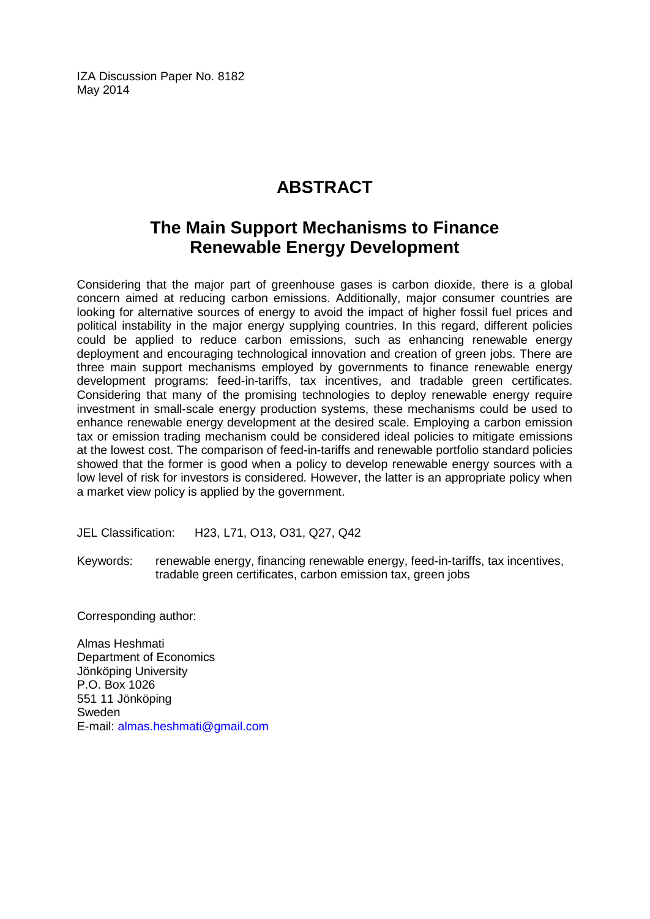IZA Discussion Paper No. 8182
May 2014

# ABSTRACT

## The Main Support Mechanisms to Finance Renewable Energy Development

Considering that the major part of greenhouse gases is carbon dioxide, there is a global concern aimed at reducing carbon emissions. Additionally, major consumer countries are looking for alternative sources of energy to avoid the impact of higher fossil fuel prices and political instability in the major energy supplying countries. In this regard, different policies could be applied to reduce carbon emissions, such as enhancing renewable energy deployment and encouraging technological innovation and creation of green jobs. There are three main support mechanisms employed by governments to finance renewable energy development programs: feed-in-tariffs, tax incentives, and tradable green certificates. Considering that many of the promising technologies to deploy renewable energy require investment in small-scale energy production systems, these mechanisms could be used to enhance renewable energy development at the desired scale. Employing a carbon emission tax or emission trading mechanism could be considered ideal policies to mitigate emissions at the lowest cost. The comparison of feed-in-tariffs and renewable portfolio standard policies showed that the former is good when a policy to develop renewable energy sources with a low level of risk for investors is considered. However, the latter is an appropriate policy when a market view policy is applied by the government.

JEL Classification: H23, L71, O13, O31, Q27, Q42

Keywords: renewable energy, financing renewable energy, feed-in-tariffs, tax incentives, tradable green certificates, carbon emission tax, green jobs

Corresponding author:

Almas Heshmati
Department of Economics
Jönköping University
P.O. Box 1026
551 11 Jönköping
Sweden
E-mail: almas.heshmati@gmail.com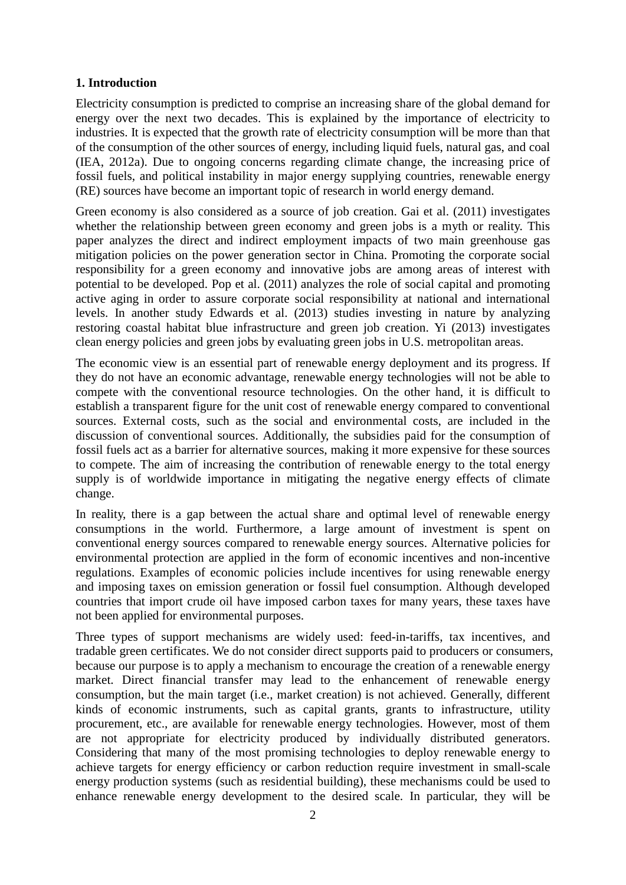## 1. Introduction

Electricity consumption is predicted to comprise an increasing share of the global demand for energy over the next two decades. This is explained by the importance of electricity to industries. It is expected that the growth rate of electricity consumption will be more than that of the consumption of the other sources of energy, including liquid fuels, natural gas, and coal (IEA, 2012a). Due to ongoing concerns regarding climate change, the increasing price of fossil fuels, and political instability in major energy supplying countries, renewable energy (RE) sources have become an important topic of research in world energy demand.

Green economy is also considered as a source of job creation. Gai et al. (2011) investigates whether the relationship between green economy and green jobs is a myth or reality. This paper analyzes the direct and indirect employment impacts of two main greenhouse gas mitigation policies on the power generation sector in China. Promoting the corporate social responsibility for a green economy and innovative jobs are among areas of interest with potential to be developed. Pop et al. (2011) analyzes the role of social capital and promoting active aging in order to assure corporate social responsibility at national and international levels. In another study Edwards et al. (2013) studies investing in nature by analyzing restoring coastal habitat blue infrastructure and green job creation. Yi (2013) investigates clean energy policies and green jobs by evaluating green jobs in U.S. metropolitan areas.

The economic view is an essential part of renewable energy deployment and its progress. If they do not have an economic advantage, renewable energy technologies will not be able to compete with the conventional resource technologies. On the other hand, it is difficult to establish a transparent figure for the unit cost of renewable energy compared to conventional sources. External costs, such as the social and environmental costs, are included in the discussion of conventional sources. Additionally, the subsidies paid for the consumption of fossil fuels act as a barrier for alternative sources, making it more expensive for these sources to compete. The aim of increasing the contribution of renewable energy to the total energy supply is of worldwide importance in mitigating the negative energy effects of climate change.

In reality, there is a gap between the actual share and optimal level of renewable energy consumptions in the world. Furthermore, a large amount of investment is spent on conventional energy sources compared to renewable energy sources. Alternative policies for environmental protection are applied in the form of economic incentives and non-incentive regulations. Examples of economic policies include incentives for using renewable energy and imposing taxes on emission generation or fossil fuel consumption. Although developed countries that import crude oil have imposed carbon taxes for many years, these taxes have not been applied for environmental purposes.

Three types of support mechanisms are widely used: feed-in-tariffs, tax incentives, and tradable green certificates. We do not consider direct supports paid to producers or consumers, because our purpose is to apply a mechanism to encourage the creation of a renewable energy market. Direct financial transfer may lead to the enhancement of renewable energy consumption, but the main target (i.e., market creation) is not achieved. Generally, different kinds of economic instruments, such as capital grants, grants to infrastructure, utility procurement, etc., are available for renewable energy technologies. However, most of them are not appropriate for electricity produced by individually distributed generators. Considering that many of the most promising technologies to deploy renewable energy to achieve targets for energy efficiency or carbon reduction require investment in small-scale energy production systems (such as residential building), these mechanisms could be used to enhance renewable energy development to the desired scale. In particular, they will be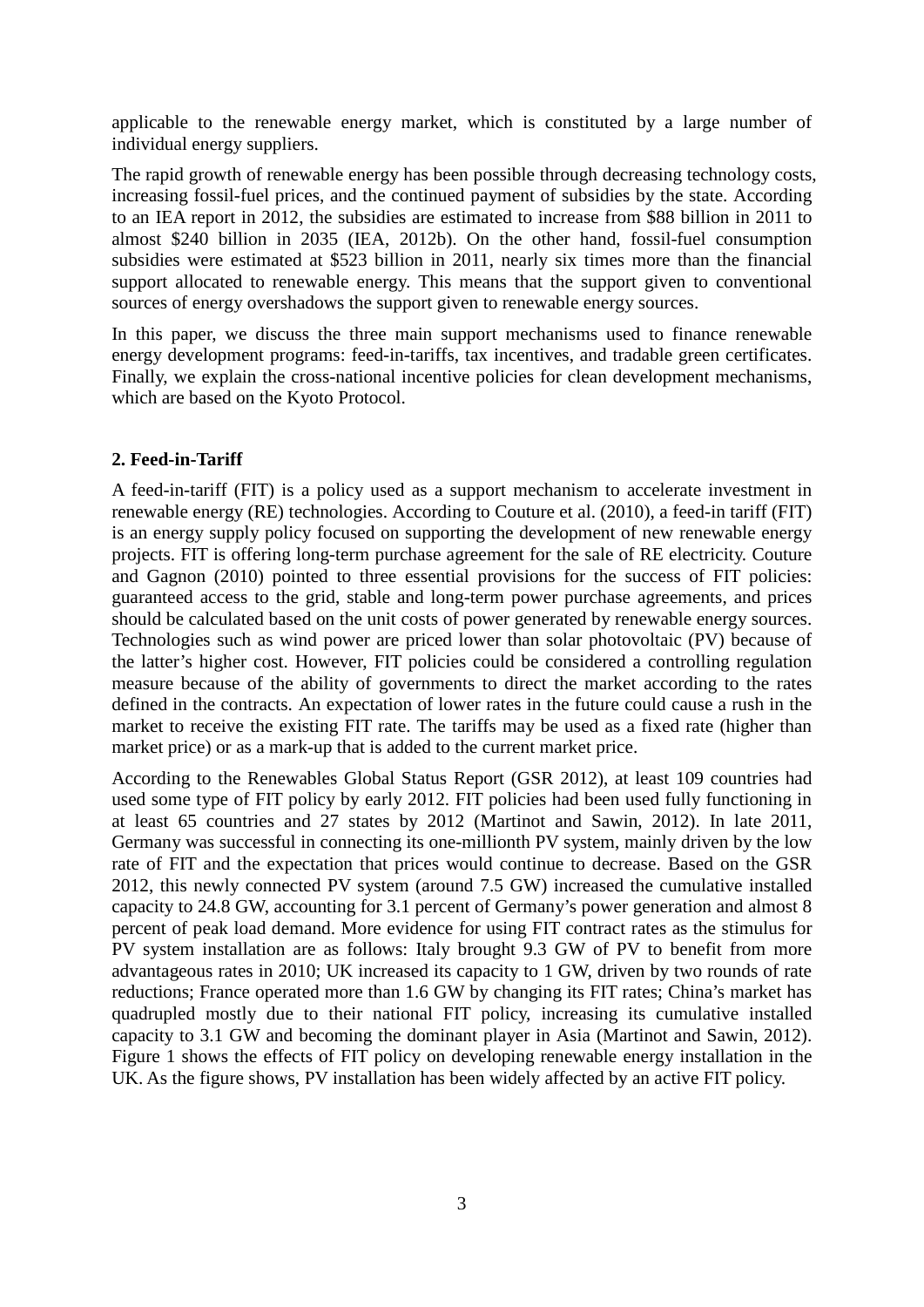applicable to the renewable energy market, which is constituted by a large number of individual energy suppliers.

The rapid growth of renewable energy has been possible through decreasing technology costs, increasing fossil-fuel prices, and the continued payment of subsidies by the state. According to an IEA report in 2012, the subsidies are estimated to increase from $88 billion in 2011 to almost $240 billion in 2035 (IEA, 2012b). On the other hand, fossil-fuel consumption subsidies were estimated at $523 billion in 2011, nearly six times more than the financial support allocated to renewable energy. This means that the support given to conventional sources of energy overshadows the support given to renewable energy sources.

In this paper, we discuss the three main support mechanisms used to finance renewable energy development programs: feed-in-tariffs, tax incentives, and tradable green certificates. Finally, we explain the cross-national incentive policies for clean development mechanisms, which are based on the Kyoto Protocol.

## 2. Feed-in-Tariff

A feed-in-tariff (FIT) is a policy used as a support mechanism to accelerate investment in renewable energy (RE) technologies. According to Couture et al. (2010), a feed-in tariff (FIT) is an energy supply policy focused on supporting the development of new renewable energy projects. FIT is offering long-term purchase agreement for the sale of RE electricity. Couture and Gagnon (2010) pointed to three essential provisions for the success of FIT policies: guaranteed access to the grid, stable and long-term power purchase agreements, and prices should be calculated based on the unit costs of power generated by renewable energy sources. Technologies such as wind power are priced lower than solar photovoltaic (PV) because of the latter's higher cost. However, FIT policies could be considered a controlling regulation measure because of the ability of governments to direct the market according to the rates defined in the contracts. An expectation of lower rates in the future could cause a rush in the market to receive the existing FIT rate. The tariffs may be used as a fixed rate (higher than market price) or as a mark-up that is added to the current market price.

According to the Renewables Global Status Report (GSR 2012), at least 109 countries had used some type of FIT policy by early 2012. FIT policies had been used fully functioning in at least 65 countries and 27 states by 2012 (Martinot and Sawin, 2012). In late 2011, Germany was successful in connecting its one-millionth PV system, mainly driven by the low rate of FIT and the expectation that prices would continue to decrease. Based on the GSR 2012, this newly connected PV system (around 7.5 GW) increased the cumulative installed capacity to 24.8 GW, accounting for 3.1 percent of Germany's power generation and almost 8 percent of peak load demand. More evidence for using FIT contract rates as the stimulus for PV system installation are as follows: Italy brought 9.3 GW of PV to benefit from more advantageous rates in 2010; UK increased its capacity to 1 GW, driven by two rounds of rate reductions; France operated more than 1.6 GW by changing its FIT rates; China's market has quadrupled mostly due to their national FIT policy, increasing its cumulative installed capacity to 3.1 GW and becoming the dominant player in Asia (Martinot and Sawin, 2012). Figure 1 shows the effects of FIT policy on developing renewable energy installation in the UK. As the figure shows, PV installation has been widely affected by an active FIT policy.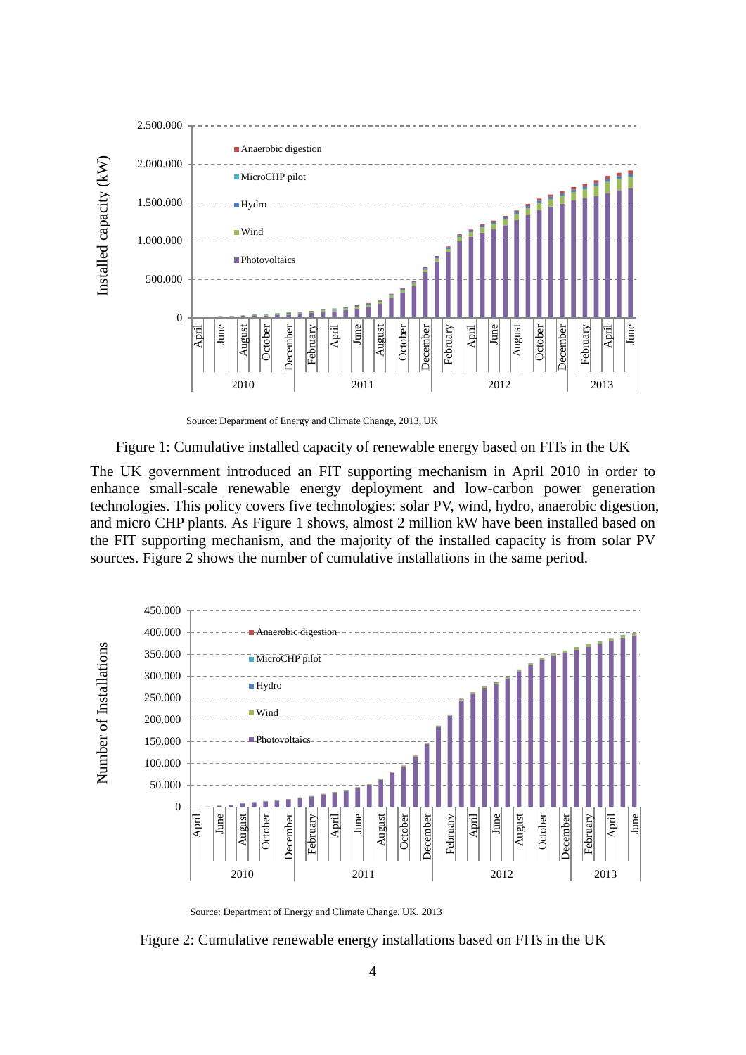Source: Department of Energy and Climate Change, 2013, UK

Figure 1: Cumulative installed capacity of renewable energy based on FITs in the UK

The UK government introduced an FIT supporting mechanism in April 2010 in order to enhance small-scale renewable energy deployment and low-carbon power generation technologies. This policy covers five technologies: solar PV, wind, hydro, anaerobic digestion, and micro CHP plants. As Figure 1 shows, almost 2 million kW have been installed based on the FIT supporting mechanism, and the majority of the installed capacity is from solar PV sources. Figure 2 shows the number of cumulative installations in the same period.

Source: Department of Energy and Climate Change, UK, 2013

Figure 2: Cumulative renewable energy installations based on FITs in the UK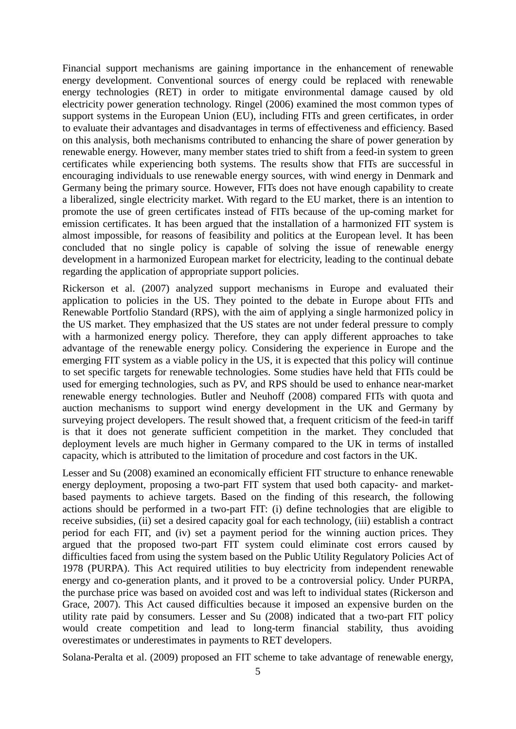Financial support mechanisms are gaining importance in the enhancement of renewable energy development. Conventional sources of energy could be replaced with renewable energy technologies (RET) in order to mitigate environmental damage caused by old electricity power generation technology. Ringel (2006) examined the most common types of support systems in the European Union (EU), including FITs and green certificates, in order to evaluate their advantages and disadvantages in terms of effectiveness and efficiency. Based on this analysis, both mechanisms contributed to enhancing the share of power generation by renewable energy. However, many member states tried to shift from a feed-in system to green certificates while experiencing both systems. The results show that FITs are successful in encouraging individuals to use renewable energy sources, with wind energy in Denmark and Germany being the primary source. However, FITs does not have enough capability to create a liberalized, single electricity market. With regard to the EU market, there is an intention to promote the use of green certificates instead of FITs because of the up-coming market for emission certificates. It has been argued that the installation of a harmonized FIT system is almost impossible, for reasons of feasibility and politics at the European level. It has been concluded that no single policy is capable of solving the issue of renewable energy development in a harmonized European market for electricity, leading to the continual debate regarding the application of appropriate support policies.

Rickerson et al. (2007) analyzed support mechanisms in Europe and evaluated their application to policies in the US. They pointed to the debate in Europe about FITs and Renewable Portfolio Standard (RPS), with the aim of applying a single harmonized policy in the US market. They emphasized that the US states are not under federal pressure to comply with a harmonized energy policy. Therefore, they can apply different approaches to take advantage of the renewable energy policy. Considering the experience in Europe and the emerging FIT system as a viable policy in the US, it is expected that this policy will continue to set specific targets for renewable technologies. Some studies have held that FITs could be used for emerging technologies, such as PV, and RPS should be used to enhance near-market renewable energy technologies. Butler and Neuhoff (2008) compared FITs with quota and auction mechanisms to support wind energy development in the UK and Germany by surveying project developers. The result showed that, a frequent criticism of the feed-in tariff is that it does not generate sufficient competition in the market. They concluded that deployment levels are much higher in Germany compared to the UK in terms of installed capacity, which is attributed to the limitation of procedure and cost factors in the UK.

Lesser and Su (2008) examined an economically efficient FIT structure to enhance renewable energy deployment, proposing a two-part FIT system that used both capacity- and market-based payments to achieve targets. Based on the finding of this research, the following actions should be performed in a two-part FIT: (i) define technologies that are eligible to receive subsidies, (ii) set a desired capacity goal for each technology, (iii) establish a contract period for each FIT, and (iv) set a payment period for the winning auction prices. They argued that the proposed two-part FIT system could eliminate cost errors caused by difficulties faced from using the system based on the Public Utility Regulatory Policies Act of 1978 (PURPA). This Act required utilities to buy electricity from independent renewable energy and co-generation plants, and it proved to be a controversial policy. Under PURPA, the purchase price was based on avoided cost and was left to individual states (Rickerson and Grace, 2007). This Act caused difficulties because it imposed an expensive burden on the utility rate paid by consumers. Lesser and Su (2008) indicated that a two-part FIT policy would create competition and lead to long-term financial stability, thus avoiding overestimates or underestimates in payments to RET developers.

Solana-Peralta et al. (2009) proposed an FIT scheme to take advantage of renewable energy,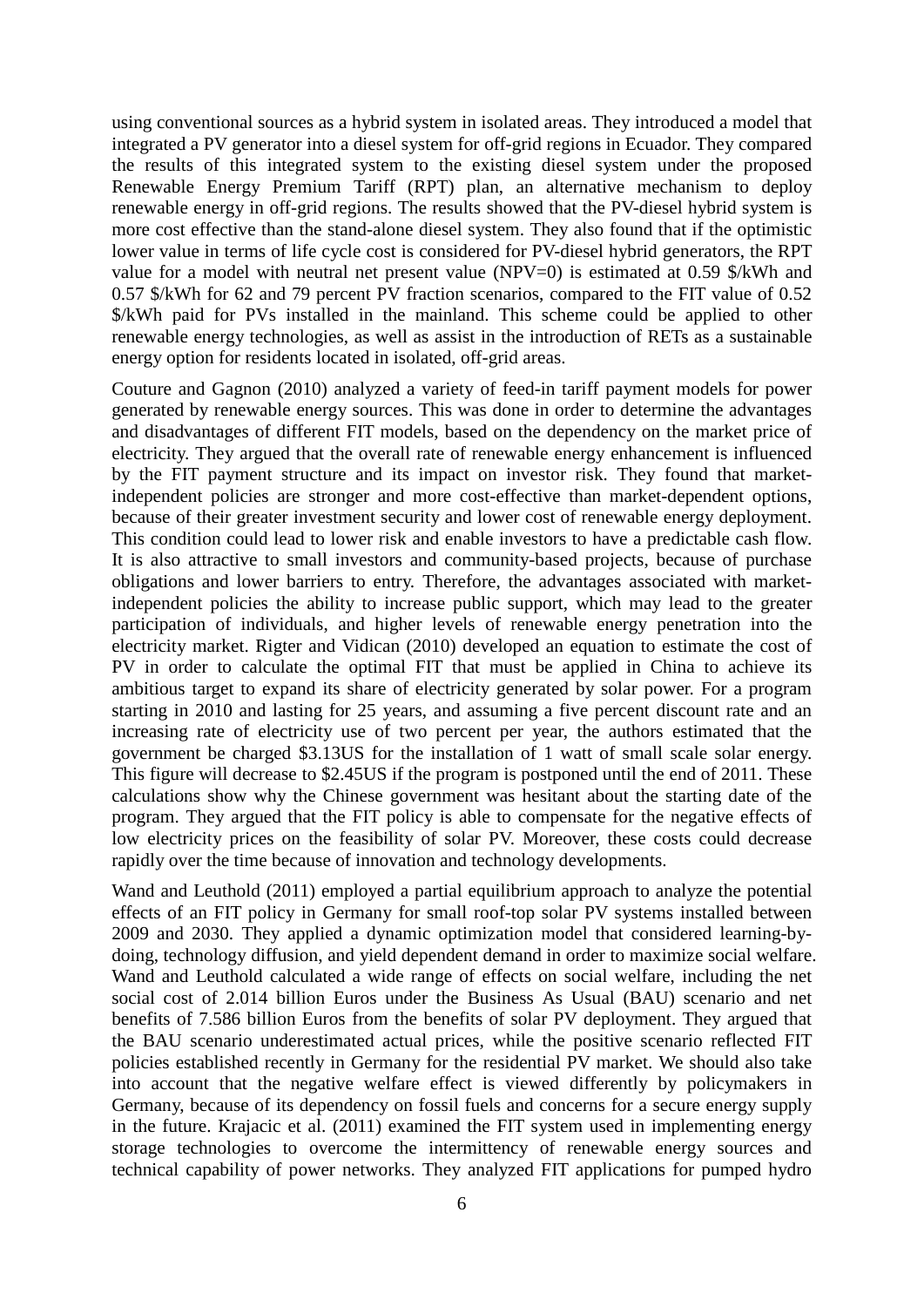using conventional sources as a hybrid system in isolated areas. They introduced a model that integrated a PV generator into a diesel system for off-grid regions in Ecuador. They compared the results of this integrated system to the existing diesel system under the proposed Renewable Energy Premium Tariff (RPT) plan, an alternative mechanism to deploy renewable energy in off-grid regions. The results showed that the PV-diesel hybrid system is more cost effective than the stand-alone diesel system. They also found that if the optimistic lower value in terms of life cycle cost is considered for PV-diesel hybrid generators, the RPT value for a model with neutral net present value (NPV=0) is estimated at 0.59 $/kWh and 0.57 $/kWh for 62 and 79 percent PV fraction scenarios, compared to the FIT value of 0.52 $/kWh paid for PVs installed in the mainland. This scheme could be applied to other renewable energy technologies, as well as assist in the introduction of RETs as a sustainable energy option for residents located in isolated, off-grid areas.

Couture and Gagnon (2010) analyzed a variety of feed-in tariff payment models for power generated by renewable energy sources. This was done in order to determine the advantages and disadvantages of different FIT models, based on the dependency on the market price of electricity. They argued that the overall rate of renewable energy enhancement is influenced by the FIT payment structure and its impact on investor risk. They found that market-independent policies are stronger and more cost-effective than market-dependent options, because of their greater investment security and lower cost of renewable energy deployment. This condition could lead to lower risk and enable investors to have a predictable cash flow. It is also attractive to small investors and community-based projects, because of purchase obligations and lower barriers to entry. Therefore, the advantages associated with market-independent policies the ability to increase public support, which may lead to the greater participation of individuals, and higher levels of renewable energy penetration into the electricity market. Rigter and Vidican (2010) developed an equation to estimate the cost of PV in order to calculate the optimal FIT that must be applied in China to achieve its ambitious target to expand its share of electricity generated by solar power. For a program starting in 2010 and lasting for 25 years, and assuming a five percent discount rate and an increasing rate of electricity use of two percent per year, the authors estimated that the government be charged $3.13US for the installation of 1 watt of small scale solar energy. This figure will decrease to $2.45US if the program is postponed until the end of 2011. These calculations show why the Chinese government was hesitant about the starting date of the program. They argued that the FIT policy is able to compensate for the negative effects of low electricity prices on the feasibility of solar PV. Moreover, these costs could decrease rapidly over the time because of innovation and technology developments.

Wand and Leuthold (2011) employed a partial equilibrium approach to analyze the potential effects of an FIT policy in Germany for small roof-top solar PV systems installed between 2009 and 2030. They applied a dynamic optimization model that considered learning-by-doing, technology diffusion, and yield dependent demand in order to maximize social welfare. Wand and Leuthold calculated a wide range of effects on social welfare, including the net social cost of 2.014 billion Euros under the Business As Usual (BAU) scenario and net benefits of 7.586 billion Euros from the benefits of solar PV deployment. They argued that the BAU scenario underestimated actual prices, while the positive scenario reflected FIT policies established recently in Germany for the residential PV market. We should also take into account that the negative welfare effect is viewed differently by policymakers in Germany, because of its dependency on fossil fuels and concerns for a secure energy supply in the future. Krajacic et al. (2011) examined the FIT system used in implementing energy storage technologies to overcome the intermittency of renewable energy sources and technical capability of power networks. They analyzed FIT applications for pumped hydro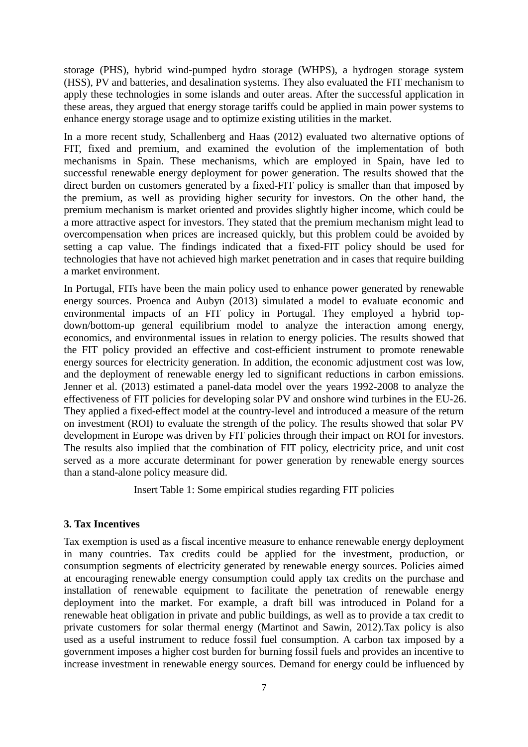storage (PHS), hybrid wind-pumped hydro storage (WHPS), a hydrogen storage system (HSS), PV and batteries, and desalination systems. They also evaluated the FIT mechanism to apply these technologies in some islands and outer areas. After the successful application in these areas, they argued that energy storage tariffs could be applied in main power systems to enhance energy storage usage and to optimize existing utilities in the market.

In a more recent study, Schallenberg and Haas (2012) evaluated two alternative options of FIT, fixed and premium, and examined the evolution of the implementation of both mechanisms in Spain. These mechanisms, which are employed in Spain, have led to successful renewable energy deployment for power generation. The results showed that the direct burden on customers generated by a fixed-FIT policy is smaller than that imposed by the premium, as well as providing higher security for investors. On the other hand, the premium mechanism is market oriented and provides slightly higher income, which could be a more attractive aspect for investors. They stated that the premium mechanism might lead to overcompensation when prices are increased quickly, but this problem could be avoided by setting a cap value. The findings indicated that a fixed-FIT policy should be used for technologies that have not achieved high market penetration and in cases that require building a market environment.

In Portugal, FITs have been the main policy used to enhance power generated by renewable energy sources. Proenca and Aubyn (2013) simulated a model to evaluate economic and environmental impacts of an FIT policy in Portugal. They employed a hybrid top-down/bottom-up general equilibrium model to analyze the interaction among energy, economics, and environmental issues in relation to energy policies. The results showed that the FIT policy provided an effective and cost-efficient instrument to promote renewable energy sources for electricity generation. In addition, the economic adjustment cost was low, and the deployment of renewable energy led to significant reductions in carbon emissions. Jenner et al. (2013) estimated a panel-data model over the years 1992-2008 to analyze the effectiveness of FIT policies for developing solar PV and onshore wind turbines in the EU-26. They applied a fixed-effect model at the country-level and introduced a measure of the return on investment (ROI) to evaluate the strength of the policy. The results showed that solar PV development in Europe was driven by FIT policies through their impact on ROI for investors. The results also implied that the combination of FIT policy, electricity price, and unit cost served as a more accurate determinant for power generation by renewable energy sources than a stand-alone policy measure did.

Insert Table 1: Some empirical studies regarding FIT policies

## 3. Tax Incentives

Tax exemption is used as a fiscal incentive measure to enhance renewable energy deployment in many countries. Tax credits could be applied for the investment, production, or consumption segments of electricity generated by renewable energy sources. Policies aimed at encouraging renewable energy consumption could apply tax credits on the purchase and installation of renewable equipment to facilitate the penetration of renewable energy deployment into the market. For example, a draft bill was introduced in Poland for a renewable heat obligation in private and public buildings, as well as to provide a tax credit to private customers for solar thermal energy (Martinot and Sawin, 2012).Tax policy is also used as a useful instrument to reduce fossil fuel consumption. A carbon tax imposed by a government imposes a higher cost burden for burning fossil fuels and provides an incentive to increase investment in renewable energy sources. Demand for energy could be influenced by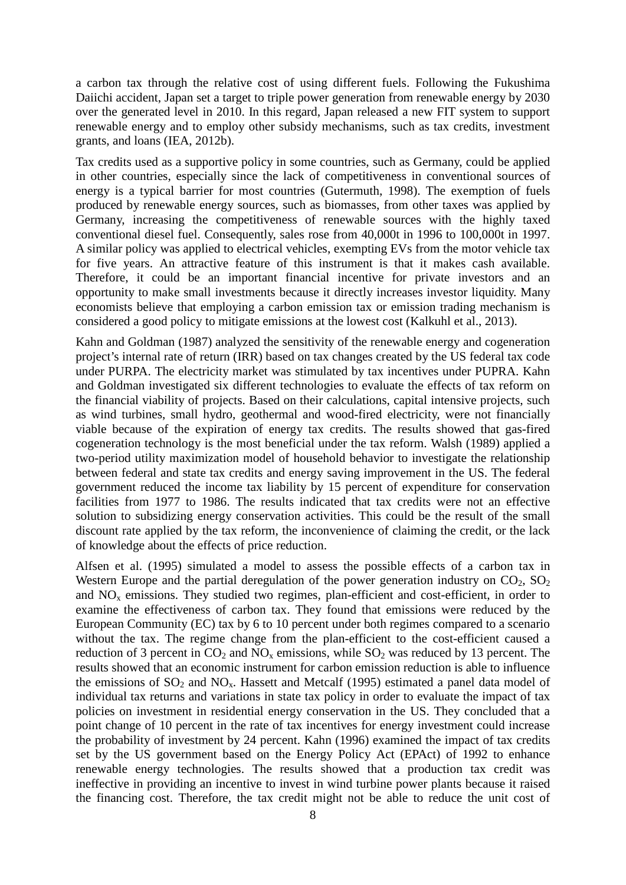a carbon tax through the relative cost of using different fuels. Following the Fukushima Daiichi accident, Japan set a target to triple power generation from renewable energy by 2030 over the generated level in 2010. In this regard, Japan released a new FIT system to support renewable energy and to employ other subsidy mechanisms, such as tax credits, investment grants, and loans (IEA, 2012b).

Tax credits used as a supportive policy in some countries, such as Germany, could be applied in other countries, especially since the lack of competitiveness in conventional sources of energy is a typical barrier for most countries (Gutermuth, 1998). The exemption of fuels produced by renewable energy sources, such as biomasses, from other taxes was applied by Germany, increasing the competitiveness of renewable sources with the highly taxed conventional diesel fuel. Consequently, sales rose from 40,000t in 1996 to 100,000t in 1997. A similar policy was applied to electrical vehicles, exempting EVs from the motor vehicle tax for five years. An attractive feature of this instrument is that it makes cash available. Therefore, it could be an important financial incentive for private investors and an opportunity to make small investments because it directly increases investor liquidity. Many economists believe that employing a carbon emission tax or emission trading mechanism is considered a good policy to mitigate emissions at the lowest cost (Kalkuhl et al., 2013).

Kahn and Goldman (1987) analyzed the sensitivity of the renewable energy and cogeneration project's internal rate of return (IRR) based on tax changes created by the US federal tax code under PURPA. The electricity market was stimulated by tax incentives under PUPRA. Kahn and Goldman investigated six different technologies to evaluate the effects of tax reform on the financial viability of projects. Based on their calculations, capital intensive projects, such as wind turbines, small hydro, geothermal and wood-fired electricity, were not financially viable because of the expiration of energy tax credits. The results showed that gas-fired cogeneration technology is the most beneficial under the tax reform. Walsh (1989) applied a two-period utility maximization model of household behavior to investigate the relationship between federal and state tax credits and energy saving improvement in the US. The federal government reduced the income tax liability by 15 percent of expenditure for conservation facilities from 1977 to 1986. The results indicated that tax credits were not an effective solution to subsidizing energy conservation activities. This could be the result of the small discount rate applied by the tax reform, the inconvenience of claiming the credit, or the lack of knowledge about the effects of price reduction.

Alfsen et al. (1995) simulated a model to assess the possible effects of a carbon tax in Western Europe and the partial deregulation of the power generation industry on $CO_2$, $SO_2$ and $NO_x$ emissions. They studied two regimes, plan-efficient and cost-efficient, in order to examine the effectiveness of carbon tax. They found that emissions were reduced by the European Community (EC) tax by 6 to 10 percent under both regimes compared to a scenario without the tax. The regime change from the plan-efficient to the cost-efficient caused a reduction of 3 percent in $CO_2$ and $NO_x$ emissions, while $SO_2$ was reduced by 13 percent. The results showed that an economic instrument for carbon emission reduction is able to influence the emissions of $SO_2$ and $NO_x$. Hassett and Metcalf (1995) estimated a panel data model of individual tax returns and variations in state tax policy in order to evaluate the impact of tax policies on investment in residential energy conservation in the US. They concluded that a point change of 10 percent in the rate of tax incentives for energy investment could increase the probability of investment by 24 percent. Kahn (1996) examined the impact of tax credits set by the US government based on the Energy Policy Act (EPAct) of 1992 to enhance renewable energy technologies. The results showed that a production tax credit was ineffective in providing an incentive to invest in wind turbine power plants because it raised the financing cost. Therefore, the tax credit might not be able to reduce the unit cost of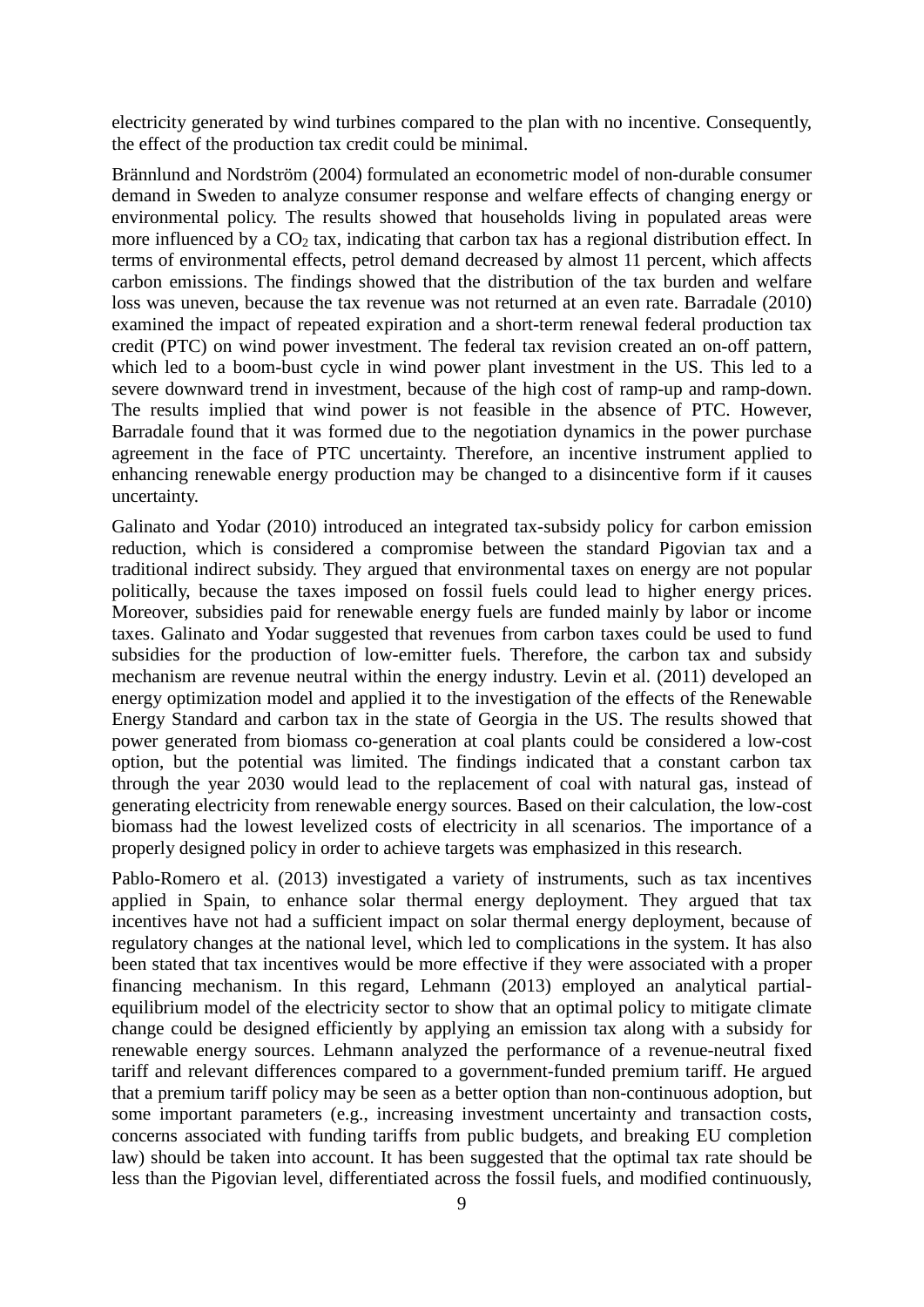electricity generated by wind turbines compared to the plan with no incentive. Consequently, the effect of the production tax credit could be minimal.

Brännlund and Nordström (2004) formulated an econometric model of non-durable consumer demand in Sweden to analyze consumer response and welfare effects of changing energy or environmental policy. The results showed that households living in populated areas were more influenced by a $CO_2$ tax, indicating that carbon tax has a regional distribution effect. In terms of environmental effects, petrol demand decreased by almost 11 percent, which affects carbon emissions. The findings showed that the distribution of the tax burden and welfare loss was uneven, because the tax revenue was not returned at an even rate. Barradale (2010) examined the impact of repeated expiration and a short-term renewal federal production tax credit (PTC) on wind power investment. The federal tax revision created an on-off pattern, which led to a boom-bust cycle in wind power plant investment in the US. This led to a severe downward trend in investment, because of the high cost of ramp-up and ramp-down. The results implied that wind power is not feasible in the absence of PTC. However, Barradale found that it was formed due to the negotiation dynamics in the power purchase agreement in the face of PTC uncertainty. Therefore, an incentive instrument applied to enhancing renewable energy production may be changed to a disincentive form if it causes uncertainty.

Galinato and Yodar (2010) introduced an integrated tax-subsidy policy for carbon emission reduction, which is considered a compromise between the standard Pigovian tax and a traditional indirect subsidy. They argued that environmental taxes on energy are not popular politically, because the taxes imposed on fossil fuels could lead to higher energy prices. Moreover, subsidies paid for renewable energy fuels are funded mainly by labor or income taxes. Galinato and Yodar suggested that revenues from carbon taxes could be used to fund subsidies for the production of low-emitter fuels. Therefore, the carbon tax and subsidy mechanism are revenue neutral within the energy industry. Levin et al. (2011) developed an energy optimization model and applied it to the investigation of the effects of the Renewable Energy Standard and carbon tax in the state of Georgia in the US. The results showed that power generated from biomass co-generation at coal plants could be considered a low-cost option, but the potential was limited. The findings indicated that a constant carbon tax through the year 2030 would lead to the replacement of coal with natural gas, instead of generating electricity from renewable energy sources. Based on their calculation, the low-cost biomass had the lowest levelized costs of electricity in all scenarios. The importance of a properly designed policy in order to achieve targets was emphasized in this research.

Pablo-Romero et al. (2013) investigated a variety of instruments, such as tax incentives applied in Spain, to enhance solar thermal energy deployment. They argued that tax incentives have not had a sufficient impact on solar thermal energy deployment, because of regulatory changes at the national level, which led to complications in the system. It has also been stated that tax incentives would be more effective if they were associated with a proper financing mechanism. In this regard, Lehmann (2013) employed an analytical partial-equilibrium model of the electricity sector to show that an optimal policy to mitigate climate change could be designed efficiently by applying an emission tax along with a subsidy for renewable energy sources. Lehmann analyzed the performance of a revenue-neutral fixed tariff and relevant differences compared to a government-funded premium tariff. He argued that a premium tariff policy may be seen as a better option than non-continuous adoption, but some important parameters (e.g., increasing investment uncertainty and transaction costs, concerns associated with funding tariffs from public budgets, and breaking EU completion law) should be taken into account. It has been suggested that the optimal tax rate should be less than the Pigovian level, differentiated across the fossil fuels, and modified continuously,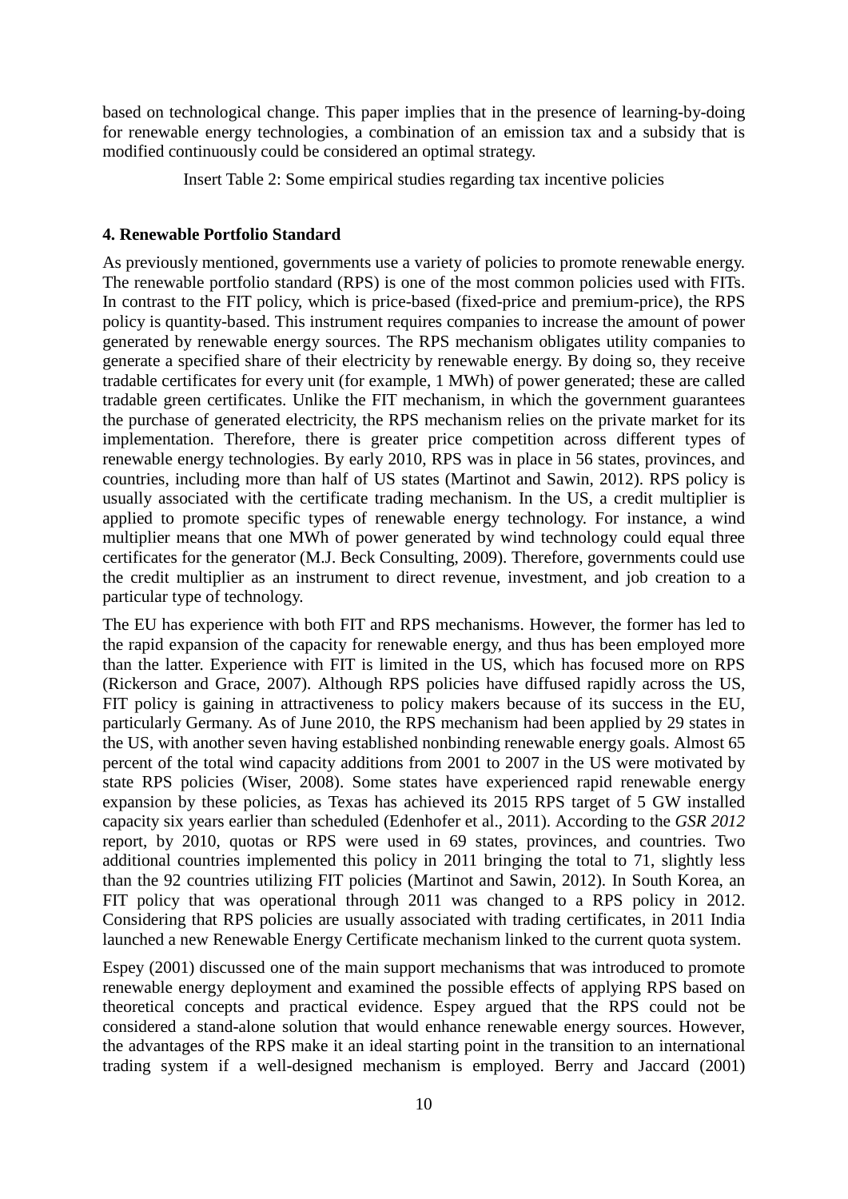based on technological change. This paper implies that in the presence of learning-by-doing for renewable energy technologies, a combination of an emission tax and a subsidy that is modified continuously could be considered an optimal strategy.

Insert Table 2: Some empirical studies regarding tax incentive policies

## 4. Renewable Portfolio Standard

As previously mentioned, governments use a variety of policies to promote renewable energy. The renewable portfolio standard (RPS) is one of the most common policies used with FITs. In contrast to the FIT policy, which is price-based (fixed-price and premium-price), the RPS policy is quantity-based. This instrument requires companies to increase the amount of power generated by renewable energy sources. The RPS mechanism obligates utility companies to generate a specified share of their electricity by renewable energy. By doing so, they receive tradable certificates for every unit (for example, 1 MWh) of power generated; these are called tradable green certificates. Unlike the FIT mechanism, in which the government guarantees the purchase of generated electricity, the RPS mechanism relies on the private market for its implementation. Therefore, there is greater price competition across different types of renewable energy technologies. By early 2010, RPS was in place in 56 states, provinces, and countries, including more than half of US states (Martinot and Sawin, 2012). RPS policy is usually associated with the certificate trading mechanism. In the US, a credit multiplier is applied to promote specific types of renewable energy technology. For instance, a wind multiplier means that one MWh of power generated by wind technology could equal three certificates for the generator (M.J. Beck Consulting, 2009). Therefore, governments could use the credit multiplier as an instrument to direct revenue, investment, and job creation to a particular type of technology.

The EU has experience with both FIT and RPS mechanisms. However, the former has led to the rapid expansion of the capacity for renewable energy, and thus has been employed more than the latter. Experience with FIT is limited in the US, which has focused more on RPS (Rickerson and Grace, 2007). Although RPS policies have diffused rapidly across the US, FIT policy is gaining in attractiveness to policy makers because of its success in the EU, particularly Germany. As of June 2010, the RPS mechanism had been applied by 29 states in the US, with another seven having established nonbinding renewable energy goals. Almost 65 percent of the total wind capacity additions from 2001 to 2007 in the US were motivated by state RPS policies (Wiser, 2008). Some states have experienced rapid renewable energy expansion by these policies, as Texas has achieved its 2015 RPS target of 5 GW installed capacity six years earlier than scheduled (Edenhofer et al., 2011). According to the *GSR 2012* report, by 2010, quotas or RPS were used in 69 states, provinces, and countries. Two additional countries implemented this policy in 2011 bringing the total to 71, slightly less than the 92 countries utilizing FIT policies (Martinot and Sawin, 2012). In South Korea, an FIT policy that was operational through 2011 was changed to a RPS policy in 2012. Considering that RPS policies are usually associated with trading certificates, in 2011 India launched a new Renewable Energy Certificate mechanism linked to the current quota system.

Espey (2001) discussed one of the main support mechanisms that was introduced to promote renewable energy deployment and examined the possible effects of applying RPS based on theoretical concepts and practical evidence. Espey argued that the RPS could not be considered a stand-alone solution that would enhance renewable energy sources. However, the advantages of the RPS make it an ideal starting point in the transition to an international trading system if a well-designed mechanism is employed. Berry and Jaccard (2001)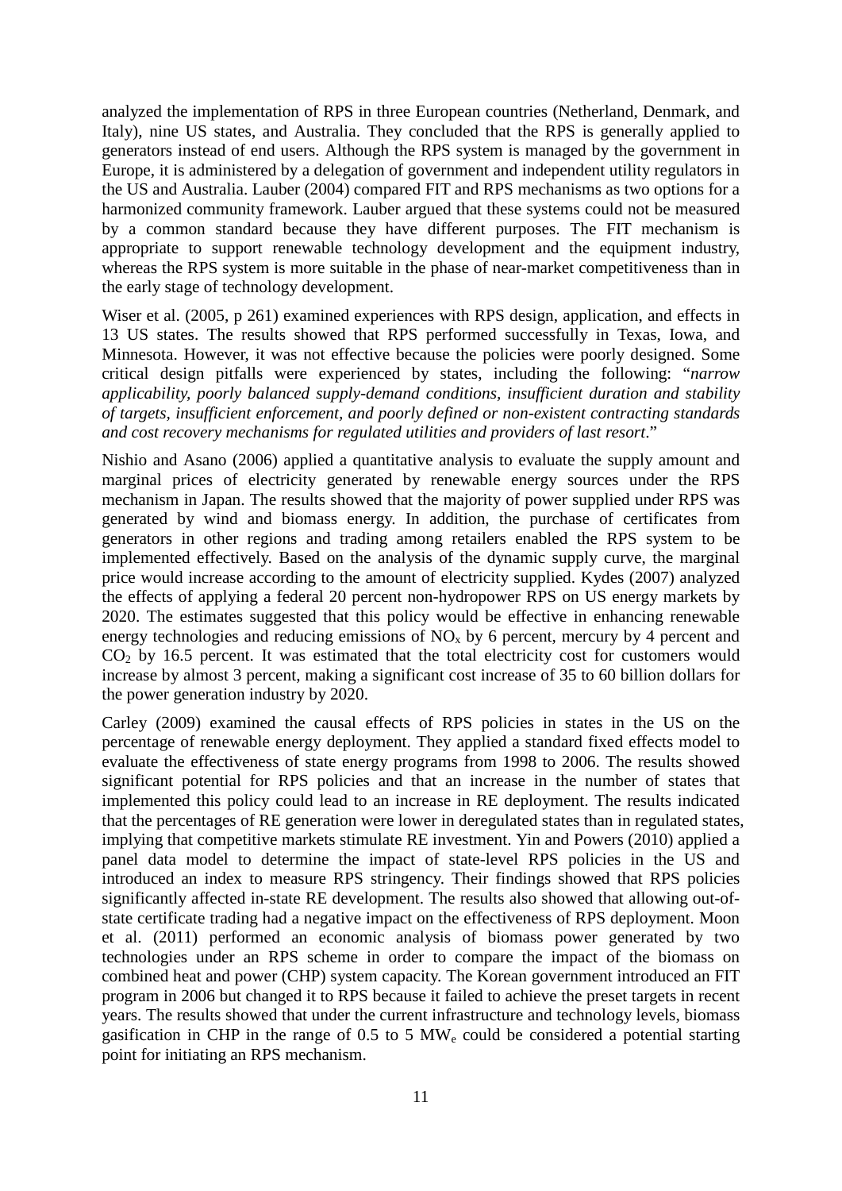analyzed the implementation of RPS in three European countries (Netherland, Denmark, and Italy), nine US states, and Australia. They concluded that the RPS is generally applied to generators instead of end users. Although the RPS system is managed by the government in Europe, it is administered by a delegation of government and independent utility regulators in the US and Australia. Lauber (2004) compared FIT and RPS mechanisms as two options for a harmonized community framework. Lauber argued that these systems could not be measured by a common standard because they have different purposes. The FIT mechanism is appropriate to support renewable technology development and the equipment industry, whereas the RPS system is more suitable in the phase of near-market competitiveness than in the early stage of technology development.

Wiser et al. (2005, p 261) examined experiences with RPS design, application, and effects in 13 US states. The results showed that RPS performed successfully in Texas, Iowa, and Minnesota. However, it was not effective because the policies were poorly designed. Some critical design pitfalls were experienced by states, including the following: "*narrow applicability, poorly balanced supply-demand conditions, insufficient duration and stability of targets, insufficient enforcement, and poorly defined or non-existent contracting standards and cost recovery mechanisms for regulated utilities and providers of last resort*."

Nishio and Asano (2006) applied a quantitative analysis to evaluate the supply amount and marginal prices of electricity generated by renewable energy sources under the RPS mechanism in Japan. The results showed that the majority of power supplied under RPS was generated by wind and biomass energy. In addition, the purchase of certificates from generators in other regions and trading among retailers enabled the RPS system to be implemented effectively. Based on the analysis of the dynamic supply curve, the marginal price would increase according to the amount of electricity supplied. Kydes (2007) analyzed the effects of applying a federal 20 percent non-hydropower RPS on US energy markets by 2020. The estimates suggested that this policy would be effective in enhancing renewable energy technologies and reducing emissions of $NO_x$ by 6 percent, mercury by 4 percent and $CO_2$ by 16.5 percent. It was estimated that the total electricity cost for customers would increase by almost 3 percent, making a significant cost increase of 35 to 60 billion dollars for the power generation industry by 2020.

Carley (2009) examined the causal effects of RPS policies in states in the US on the percentage of renewable energy deployment. They applied a standard fixed effects model to evaluate the effectiveness of state energy programs from 1998 to 2006. The results showed significant potential for RPS policies and that an increase in the number of states that implemented this policy could lead to an increase in RE deployment. The results indicated that the percentages of RE generation were lower in deregulated states than in regulated states, implying that competitive markets stimulate RE investment. Yin and Powers (2010) applied a panel data model to determine the impact of state-level RPS policies in the US and introduced an index to measure RPS stringency. Their findings showed that RPS policies significantly affected in-state RE development. The results also showed that allowing out-of-state certificate trading had a negative impact on the effectiveness of RPS deployment. Moon et al. (2011) performed an economic analysis of biomass power generated by two technologies under an RPS scheme in order to compare the impact of the biomass on combined heat and power (CHP) system capacity. The Korean government introduced an FIT program in 2006 but changed it to RPS because it failed to achieve the preset targets in recent years. The results showed that under the current infrastructure and technology levels, biomass gasification in CHP in the range of 0.5 to 5 $MW_e$ could be considered a potential starting point for initiating an RPS mechanism.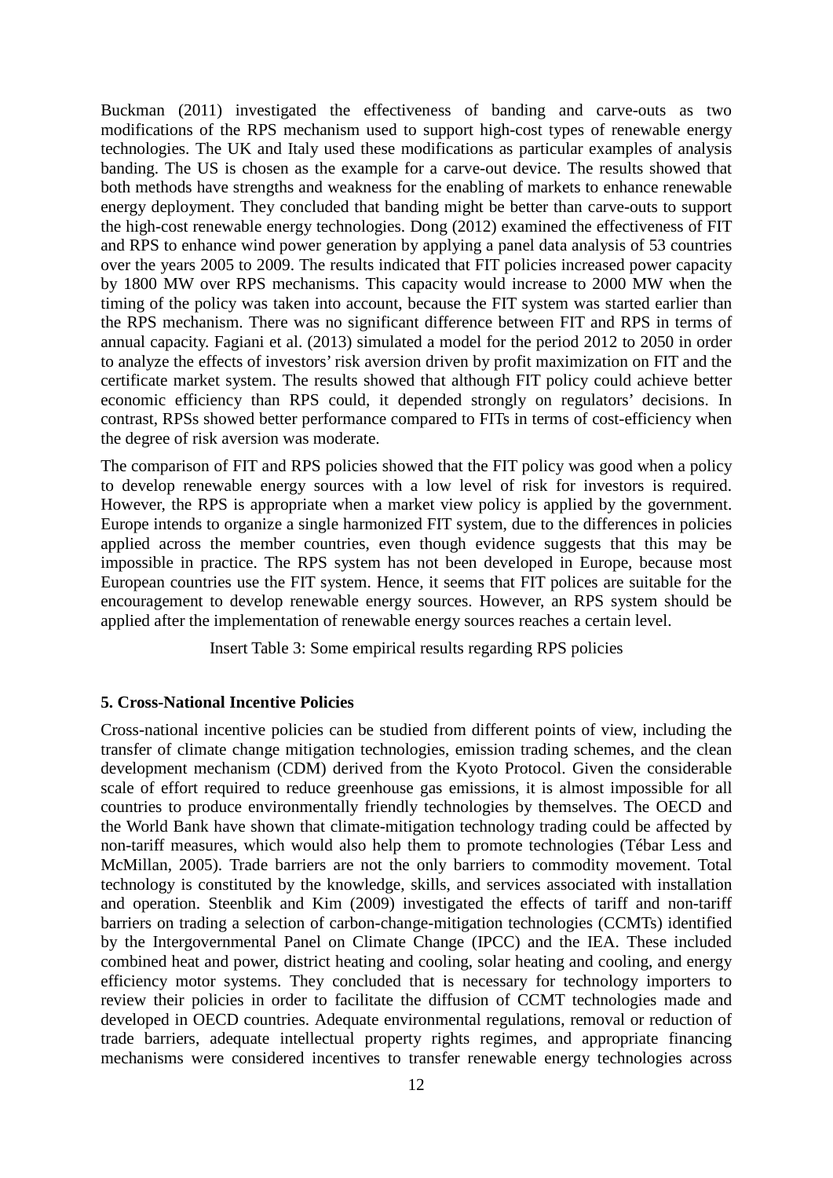Buckman (2011) investigated the effectiveness of banding and carve-outs as two modifications of the RPS mechanism used to support high-cost types of renewable energy technologies. The UK and Italy used these modifications as particular examples of analysis banding. The US is chosen as the example for a carve-out device. The results showed that both methods have strengths and weakness for the enabling of markets to enhance renewable energy deployment. They concluded that banding might be better than carve-outs to support the high-cost renewable energy technologies. Dong (2012) examined the effectiveness of FIT and RPS to enhance wind power generation by applying a panel data analysis of 53 countries over the years 2005 to 2009. The results indicated that FIT policies increased power capacity by 1800 MW over RPS mechanisms. This capacity would increase to 2000 MW when the timing of the policy was taken into account, because the FIT system was started earlier than the RPS mechanism. There was no significant difference between FIT and RPS in terms of annual capacity. Fagiani et al. (2013) simulated a model for the period 2012 to 2050 in order to analyze the effects of investors' risk aversion driven by profit maximization on FIT and the certificate market system. The results showed that although FIT policy could achieve better economic efficiency than RPS could, it depended strongly on regulators' decisions. In contrast, RPSs showed better performance compared to FITs in terms of cost-efficiency when the degree of risk aversion was moderate.

The comparison of FIT and RPS policies showed that the FIT policy was good when a policy to develop renewable energy sources with a low level of risk for investors is required. However, the RPS is appropriate when a market view policy is applied by the government. Europe intends to organize a single harmonized FIT system, due to the differences in policies applied across the member countries, even though evidence suggests that this may be impossible in practice. The RPS system has not been developed in Europe, because most European countries use the FIT system. Hence, it seems that FIT polices are suitable for the encouragement to develop renewable energy sources. However, an RPS system should be applied after the implementation of renewable energy sources reaches a certain level.

Insert Table 3: Some empirical results regarding RPS policies

## 5. Cross-National Incentive Policies

Cross-national incentive policies can be studied from different points of view, including the transfer of climate change mitigation technologies, emission trading schemes, and the clean development mechanism (CDM) derived from the Kyoto Protocol. Given the considerable scale of effort required to reduce greenhouse gas emissions, it is almost impossible for all countries to produce environmentally friendly technologies by themselves. The OECD and the World Bank have shown that climate-mitigation technology trading could be affected by non-tariff measures, which would also help them to promote technologies (Tébar Less and McMillan, 2005). Trade barriers are not the only barriers to commodity movement. Total technology is constituted by the knowledge, skills, and services associated with installation and operation. Steenblik and Kim (2009) investigated the effects of tariff and non-tariff barriers on trading a selection of carbon-change-mitigation technologies (CCMTs) identified by the Intergovernmental Panel on Climate Change (IPCC) and the IEA. These included combined heat and power, district heating and cooling, solar heating and cooling, and energy efficiency motor systems. They concluded that is necessary for technology importers to review their policies in order to facilitate the diffusion of CCMT technologies made and developed in OECD countries. Adequate environmental regulations, removal or reduction of trade barriers, adequate intellectual property rights regimes, and appropriate financing mechanisms were considered incentives to transfer renewable energy technologies across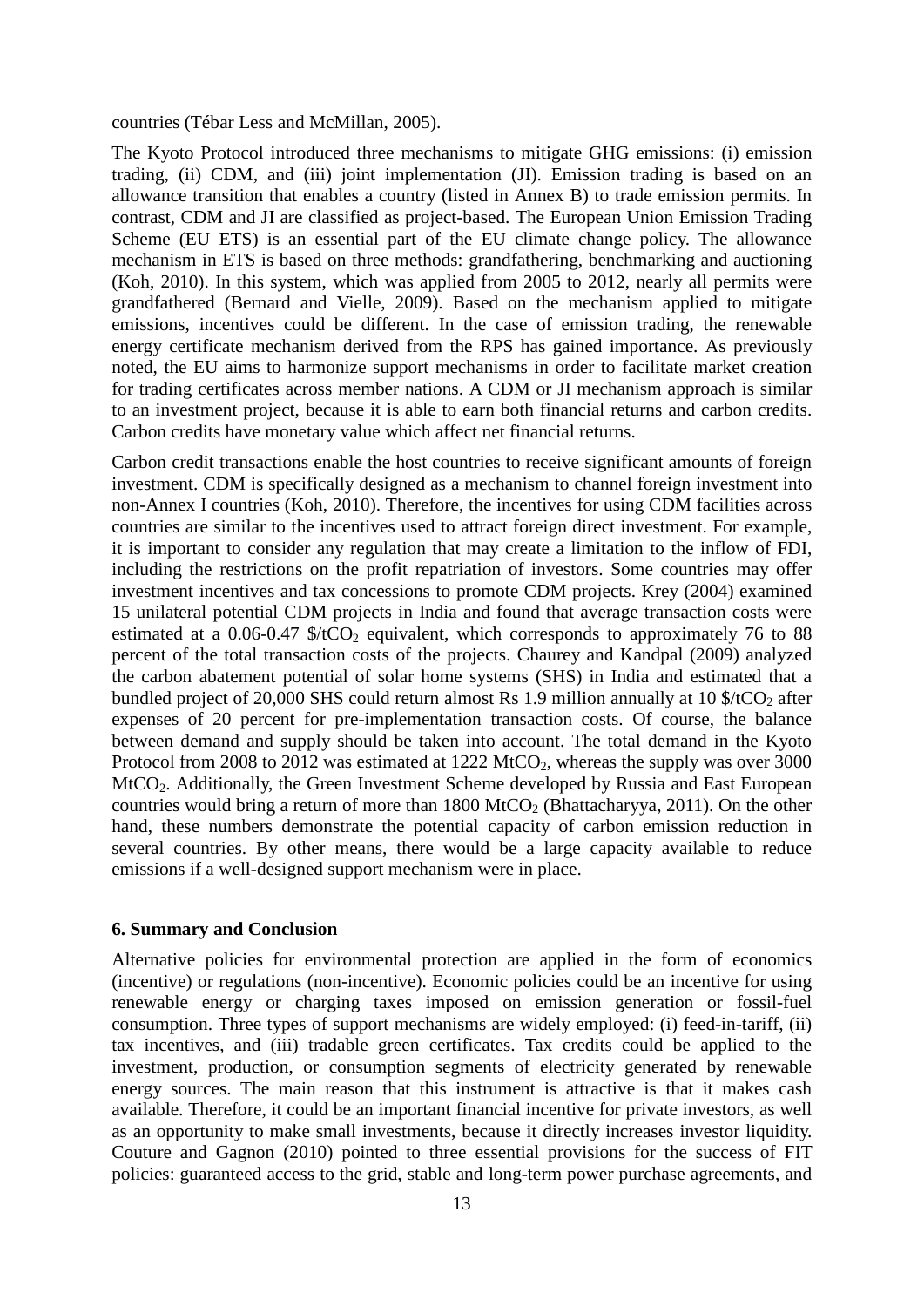countries (Tébar Less and McMillan, 2005).

The Kyoto Protocol introduced three mechanisms to mitigate GHG emissions: (i) emission trading, (ii) CDM, and (iii) joint implementation (JI). Emission trading is based on an allowance transition that enables a country (listed in Annex B) to trade emission permits. In contrast, CDM and JI are classified as project-based. The European Union Emission Trading Scheme (EU ETS) is an essential part of the EU climate change policy. The allowance mechanism in ETS is based on three methods: grandfathering, benchmarking and auctioning (Koh, 2010). In this system, which was applied from 2005 to 2012, nearly all permits were grandfathered (Bernard and Vielle, 2009). Based on the mechanism applied to mitigate emissions, incentives could be different. In the case of emission trading, the renewable energy certificate mechanism derived from the RPS has gained importance. As previously noted, the EU aims to harmonize support mechanisms in order to facilitate market creation for trading certificates across member nations. A CDM or JI mechanism approach is similar to an investment project, because it is able to earn both financial returns and carbon credits. Carbon credits have monetary value which affect net financial returns.

Carbon credit transactions enable the host countries to receive significant amounts of foreign investment. CDM is specifically designed as a mechanism to channel foreign investment into non-Annex I countries (Koh, 2010). Therefore, the incentives for using CDM facilities across countries are similar to the incentives used to attract foreign direct investment. For example, it is important to consider any regulation that may create a limitation to the inflow of FDI, including the restrictions on the profit repatriation of investors. Some countries may offer investment incentives and tax concessions to promote CDM projects. Krey (2004) examined 15 unilateral potential CDM projects in India and found that average transaction costs were estimated at a 0.06-0.47 \$/t$CO_2$ equivalent, which corresponds to approximately 76 to 88 percent of the total transaction costs of the projects. Chaurey and Kandpal (2009) analyzed the carbon abatement potential of solar home systems (SHS) in India and estimated that a bundled project of 20,000 SHS could return almost Rs 1.9 million annually at 10 \$/t$CO_2$ after expenses of 20 percent for pre-implementation transaction costs. Of course, the balance between demand and supply should be taken into account. The total demand in the Kyoto Protocol from 2008 to 2012 was estimated at 1222 Mt$CO_2$, whereas the supply was over 3000 Mt$CO_2$. Additionally, the Green Investment Scheme developed by Russia and East European countries would bring a return of more than 1800 Mt$CO_2$ (Bhattacharyya, 2011). On the other hand, these numbers demonstrate the potential capacity of carbon emission reduction in several countries. By other means, there would be a large capacity available to reduce emissions if a well-designed support mechanism were in place.

## 6. Summary and Conclusion

Alternative policies for environmental protection are applied in the form of economics (incentive) or regulations (non-incentive). Economic policies could be an incentive for using renewable energy or charging taxes imposed on emission generation or fossil-fuel consumption. Three types of support mechanisms are widely employed: (i) feed-in-tariff, (ii) tax incentives, and (iii) tradable green certificates. Tax credits could be applied to the investment, production, or consumption segments of electricity generated by renewable energy sources. The main reason that this instrument is attractive is that it makes cash available. Therefore, it could be an important financial incentive for private investors, as well as an opportunity to make small investments, because it directly increases investor liquidity. Couture and Gagnon (2010) pointed to three essential provisions for the success of FIT policies: guaranteed access to the grid, stable and long-term power purchase agreements, and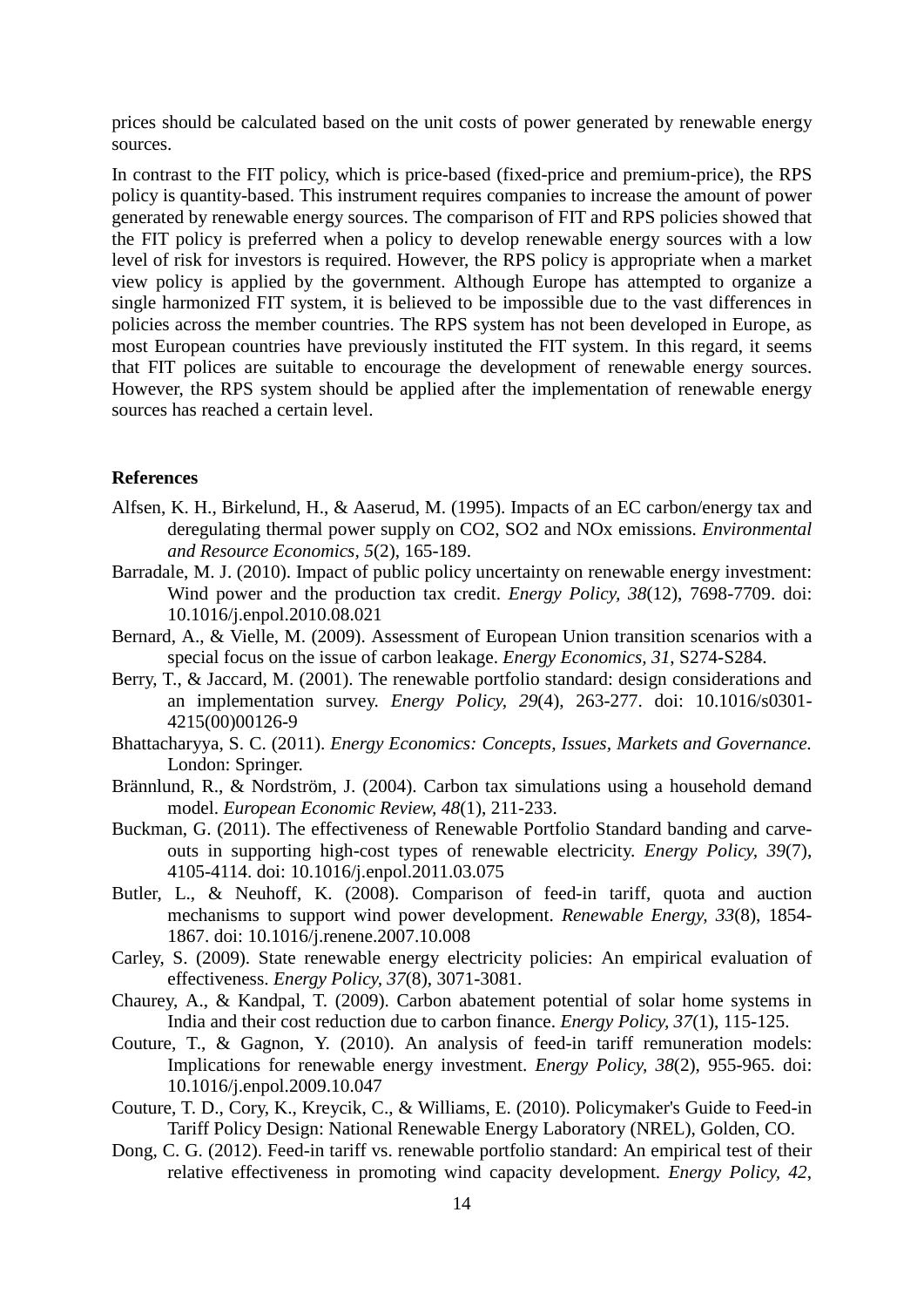prices should be calculated based on the unit costs of power generated by renewable energy sources.

In contrast to the FIT policy, which is price-based (fixed-price and premium-price), the RPS policy is quantity-based. This instrument requires companies to increase the amount of power generated by renewable energy sources. The comparison of FIT and RPS policies showed that the FIT policy is preferred when a policy to develop renewable energy sources with a low level of risk for investors is required. However, the RPS policy is appropriate when a market view policy is applied by the government. Although Europe has attempted to organize a single harmonized FIT system, it is believed to be impossible due to the vast differences in policies across the member countries. The RPS system has not been developed in Europe, as most European countries have previously instituted the FIT system. In this regard, it seems that FIT polices are suitable to encourage the development of renewable energy sources. However, the RPS system should be applied after the implementation of renewable energy sources has reached a certain level.

## References

Alfsen, K. H., Birkelund, H., & Aaserud, M. (1995). Impacts of an EC carbon/energy tax and deregulating thermal power supply on CO2, SO2 and NOx emissions. *Environmental and Resource Economics, 5*(2), 165-189.

Barradale, M. J. (2010). Impact of public policy uncertainty on renewable energy investment: Wind power and the production tax credit. *Energy Policy, 38*(12), 7698-7709. doi: 10.1016/j.enpol.2010.08.021

Bernard, A., & Vielle, M. (2009). Assessment of European Union transition scenarios with a special focus on the issue of carbon leakage. *Energy Economics, 31*, S274-S284.

Berry, T., & Jaccard, M. (2001). The renewable portfolio standard: design considerations and an implementation survey. *Energy Policy, 29*(4), 263-277. doi: 10.1016/s0301-4215(00)00126-9

Bhattacharyya, S. C. (2011). *Energy Economics: Concepts, Issues, Markets and Governance.* London: Springer.

Brännlund, R., & Nordström, J. (2004). Carbon tax simulations using a household demand model. *European Economic Review, 48*(1), 211-233.

Buckman, G. (2011). The effectiveness of Renewable Portfolio Standard banding and carve-outs in supporting high-cost types of renewable electricity. *Energy Policy, 39*(7), 4105-4114. doi: 10.1016/j.enpol.2011.03.075

Butler, L., & Neuhoff, K. (2008). Comparison of feed-in tariff, quota and auction mechanisms to support wind power development. *Renewable Energy, 33*(8), 1854-1867. doi: 10.1016/j.renene.2007.10.008

Carley, S. (2009). State renewable energy electricity policies: An empirical evaluation of effectiveness. *Energy Policy, 37*(8), 3071-3081.

Chaurey, A., & Kandpal, T. (2009). Carbon abatement potential of solar home systems in India and their cost reduction due to carbon finance. *Energy Policy, 37*(1), 115-125.

Couture, T., & Gagnon, Y. (2010). An analysis of feed-in tariff remuneration models: Implications for renewable energy investment. *Energy Policy, 38*(2), 955-965. doi: 10.1016/j.enpol.2009.10.047

Couture, T. D., Cory, K., Kreycik, C., & Williams, E. (2010). Policymaker's Guide to Feed-in Tariff Policy Design: National Renewable Energy Laboratory (NREL), Golden, CO.

Dong, C. G. (2012). Feed-in tariff vs. renewable portfolio standard: An empirical test of their relative effectiveness in promoting wind capacity development. *Energy Policy, 42*,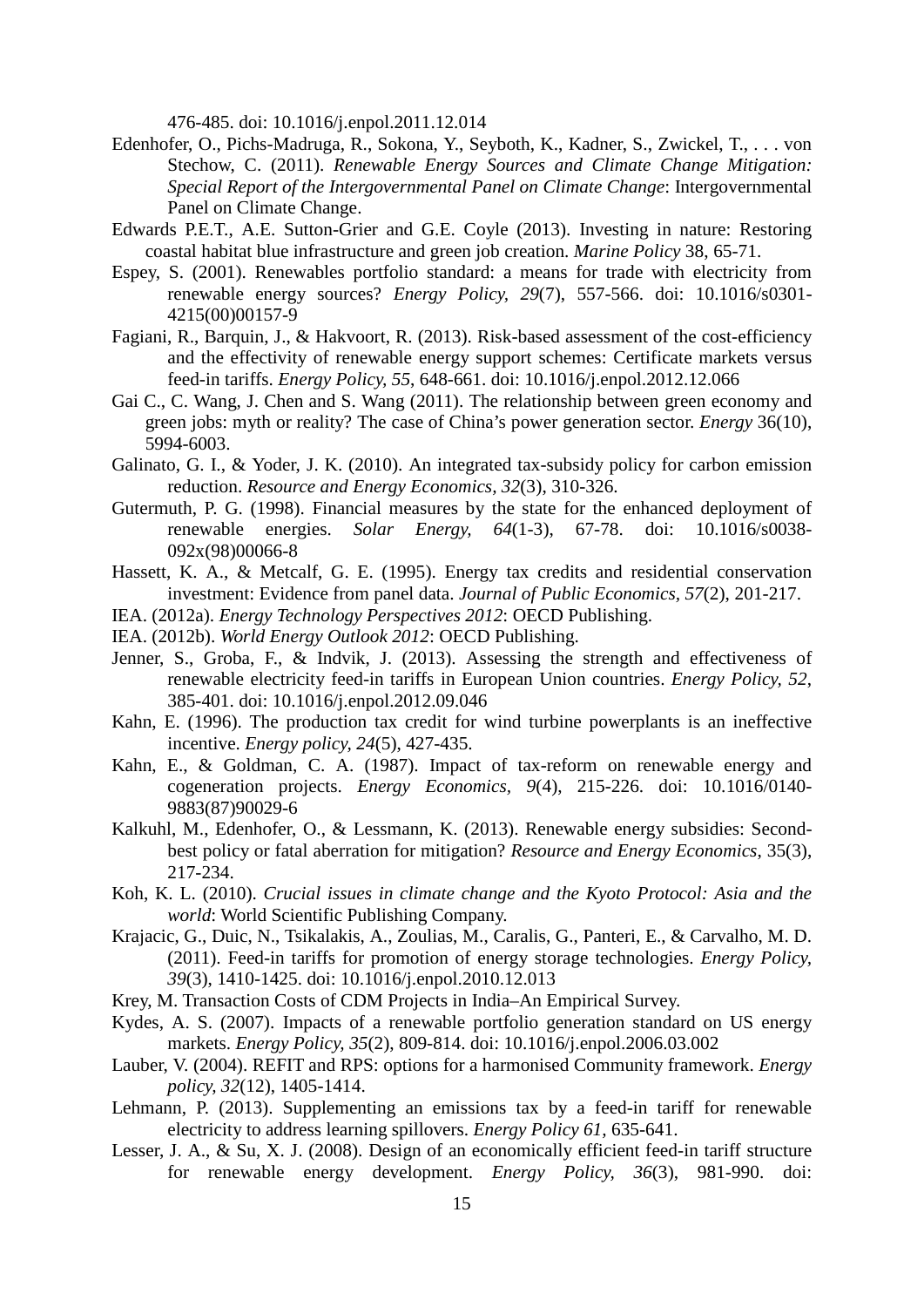476-485. doi: 10.1016/j.enpol.2011.12.014

Edenhofer, O., Pichs-Madruga, R., Sokona, Y., Seyboth, K., Kadner, S., Zwickel, T., . . . von Stechow, C. (2011). *Renewable Energy Sources and Climate Change Mitigation: Special Report of the Intergovernmental Panel on Climate Change*: Intergovernmental Panel on Climate Change.

Edwards P.E.T., A.E. Sutton-Grier and G.E. Coyle (2013). Investing in nature: Restoring coastal habitat blue infrastructure and green job creation. *Marine Policy* 38, 65-71.

Espey, S. (2001). Renewables portfolio standard: a means for trade with electricity from renewable energy sources? *Energy Policy, 29*(7), 557-566. doi: 10.1016/s0301-4215(00)00157-9

Fagiani, R., Barquin, J., & Hakvoort, R. (2013). Risk-based assessment of the cost-efficiency and the effectivity of renewable energy support schemes: Certificate markets versus feed-in tariffs. *Energy Policy, 55*, 648-661. doi: 10.1016/j.enpol.2012.12.066

Gai C., C. Wang, J. Chen and S. Wang (2011). The relationship between green economy and green jobs: myth or reality? The case of China's power generation sector. *Energy* 36(10), 5994-6003.

Galinato, G. I., & Yoder, J. K. (2010). An integrated tax-subsidy policy for carbon emission reduction. *Resource and Energy Economics, 32*(3), 310-326.

Gutermuth, P. G. (1998). Financial measures by the state for the enhanced deployment of renewable energies. *Solar Energy, 64*(1-3), 67-78. doi: 10.1016/s0038-092x(98)00066-8

Hassett, K. A., & Metcalf, G. E. (1995). Energy tax credits and residential conservation investment: Evidence from panel data. *Journal of Public Economics, 57*(2), 201-217.

IEA. (2012a). *Energy Technology Perspectives 2012*: OECD Publishing.

IEA. (2012b). *World Energy Outlook 2012*: OECD Publishing.

Jenner, S., Groba, F., & Indvik, J. (2013). Assessing the strength and effectiveness of renewable electricity feed-in tariffs in European Union countries. *Energy Policy, 52*, 385-401. doi: 10.1016/j.enpol.2012.09.046

Kahn, E. (1996). The production tax credit for wind turbine powerplants is an ineffective incentive. *Energy policy, 24*(5), 427-435.

Kahn, E., & Goldman, C. A. (1987). Impact of tax-reform on renewable energy and cogeneration projects. *Energy Economics, 9*(4), 215-226. doi: 10.1016/0140-9883(87)90029-6

Kalkuhl, M., Edenhofer, O., & Lessmann, K. (2013). Renewable energy subsidies: Second-best policy or fatal aberration for mitigation? *Resource and Energy Economics*, 35(3), 217-234.

Koh, K. L. (2010). *Crucial issues in climate change and the Kyoto Protocol: Asia and the world*: World Scientific Publishing Company.

Krajacic, G., Duic, N., Tsikalakis, A., Zoulias, M., Caralis, G., Panteri, E., & Carvalho, M. D. (2011). Feed-in tariffs for promotion of energy storage technologies. *Energy Policy, 39*(3), 1410-1425. doi: 10.1016/j.enpol.2010.12.013

Krey, M. Transaction Costs of CDM Projects in India–An Empirical Survey.

Kydes, A. S. (2007). Impacts of a renewable portfolio generation standard on US energy markets. *Energy Policy, 35*(2), 809-814. doi: 10.1016/j.enpol.2006.03.002

Lauber, V. (2004). REFIT and RPS: options for a harmonised Community framework. *Energy policy, 32*(12), 1405-1414.

Lehmann, P. (2013). Supplementing an emissions tax by a feed-in tariff for renewable electricity to address learning spillovers. *Energy Policy 61*, 635-641.

Lesser, J. A., & Su, X. J. (2008). Design of an economically efficient feed-in tariff structure for renewable energy development. *Energy Policy, 36*(3), 981-990. doi: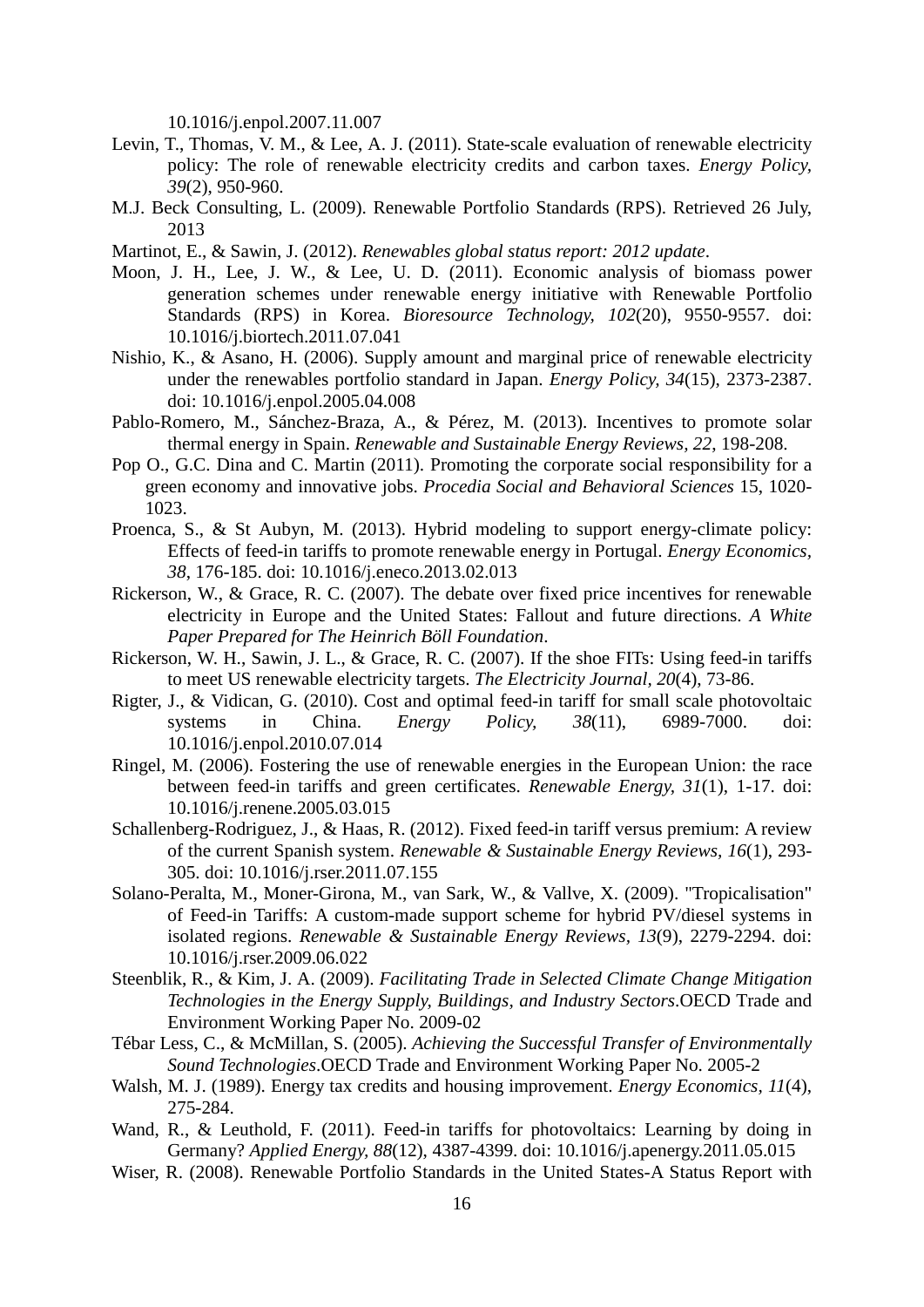10.1016/j.enpol.2007.11.007

Levin, T., Thomas, V. M., & Lee, A. J. (2011). State-scale evaluation of renewable electricity policy: The role of renewable electricity credits and carbon taxes. *Energy Policy, 39*(2), 950-960.

M.J. Beck Consulting, L. (2009). Renewable Portfolio Standards (RPS). Retrieved 26 July, 2013

Martinot, E., & Sawin, J. (2012). *Renewables global status report: 2012 update*.

Moon, J. H., Lee, J. W., & Lee, U. D. (2011). Economic analysis of biomass power generation schemes under renewable energy initiative with Renewable Portfolio Standards (RPS) in Korea. *Bioresource Technology, 102*(20), 9550-9557. doi: 10.1016/j.biortech.2011.07.041

Nishio, K., & Asano, H. (2006). Supply amount and marginal price of renewable electricity under the renewables portfolio standard in Japan. *Energy Policy, 34*(15), 2373-2387. doi: 10.1016/j.enpol.2005.04.008

Pablo-Romero, M., Sánchez-Braza, A., & Pérez, M. (2013). Incentives to promote solar thermal energy in Spain. *Renewable and Sustainable Energy Reviews, 22*, 198-208.

Pop O., G.C. Dina and C. Martin (2011). Promoting the corporate social responsibility for a green economy and innovative jobs. *Procedia Social and Behavioral Sciences* 15, 1020-1023.

Proenca, S., & St Aubyn, M. (2013). Hybrid modeling to support energy-climate policy: Effects of feed-in tariffs to promote renewable energy in Portugal. *Energy Economics, 38*, 176-185. doi: 10.1016/j.eneco.2013.02.013

Rickerson, W., & Grace, R. C. (2007). The debate over fixed price incentives for renewable electricity in Europe and the United States: Fallout and future directions. *A White Paper Prepared for The Heinrich Böll Foundation*.

Rickerson, W. H., Sawin, J. L., & Grace, R. C. (2007). If the shoe FITs: Using feed-in tariffs to meet US renewable electricity targets. *The Electricity Journal, 20*(4), 73-86.

Rigter, J., & Vidican, G. (2010). Cost and optimal feed-in tariff for small scale photovoltaic systems in China. *Energy Policy, 38*(11), 6989-7000. doi: 10.1016/j.enpol.2010.07.014

Ringel, M. (2006). Fostering the use of renewable energies in the European Union: the race between feed-in tariffs and green certificates. *Renewable Energy, 31*(1), 1-17. doi: 10.1016/j.renene.2005.03.015

Schallenberg-Rodriguez, J., & Haas, R. (2012). Fixed feed-in tariff versus premium: A review of the current Spanish system. *Renewable & Sustainable Energy Reviews, 16*(1), 293-305. doi: 10.1016/j.rser.2011.07.155

Solano-Peralta, M., Moner-Girona, M., van Sark, W., & Vallve, X. (2009). "Tropicalisation" of Feed-in Tariffs: A custom-made support scheme for hybrid PV/diesel systems in isolated regions. *Renewable & Sustainable Energy Reviews, 13*(9), 2279-2294. doi: 10.1016/j.rser.2009.06.022

Steenblik, R., & Kim, J. A. (2009). *Facilitating Trade in Selected Climate Change Mitigation Technologies in the Energy Supply, Buildings, and Industry Sectors*.OECD Trade and Environment Working Paper No. 2009-02

Tébar Less, C., & McMillan, S. (2005). *Achieving the Successful Transfer of Environmentally Sound Technologies*.OECD Trade and Environment Working Paper No. 2005-2

Walsh, M. J. (1989). Energy tax credits and housing improvement. *Energy Economics, 11*(4), 275-284.

Wand, R., & Leuthold, F. (2011). Feed-in tariffs for photovoltaics: Learning by doing in Germany? *Applied Energy, 88*(12), 4387-4399. doi: 10.1016/j.apenergy.2011.05.015

Wiser, R. (2008). Renewable Portfolio Standards in the United States-A Status Report with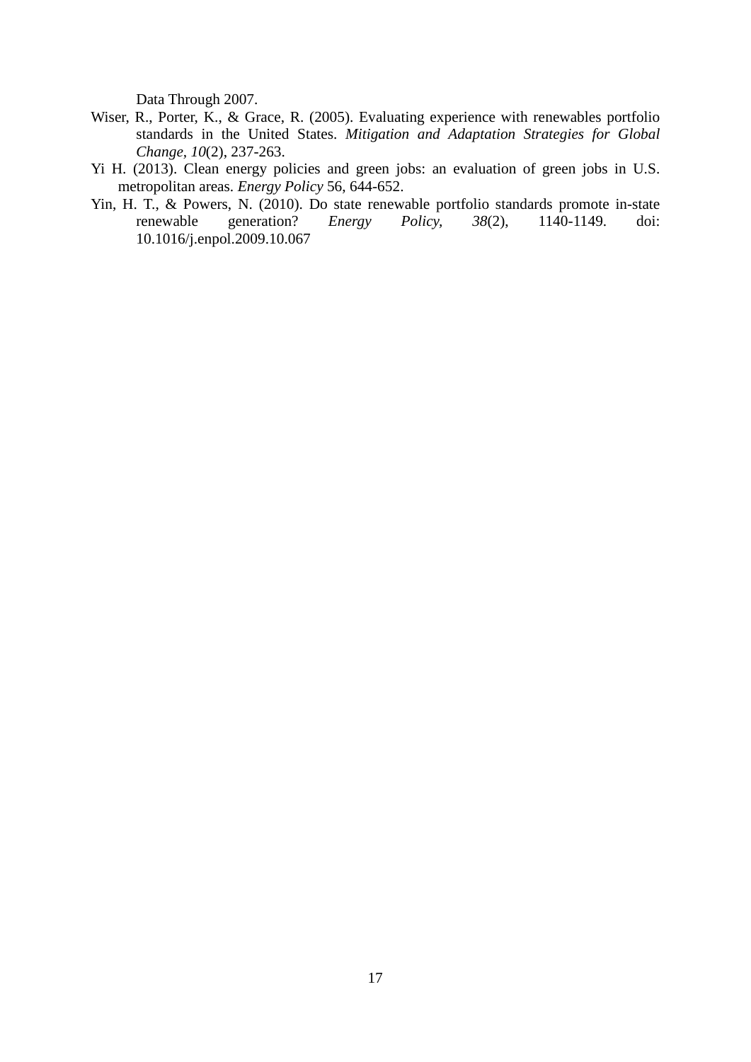Data Through 2007.

Wiser, R., Porter, K., & Grace, R. (2005). Evaluating experience with renewables portfolio standards in the United States. *Mitigation and Adaptation Strategies for Global Change, 10*(2), 237-263.

Yi H. (2013). Clean energy policies and green jobs: an evaluation of green jobs in U.S. metropolitan areas. *Energy Policy* 56, 644-652.

Yin, H. T., & Powers, N. (2010). Do state renewable portfolio standards promote in-state renewable generation? *Energy Policy, 38*(2), 1140-1149. doi: 10.1016/j.enpol.2009.10.067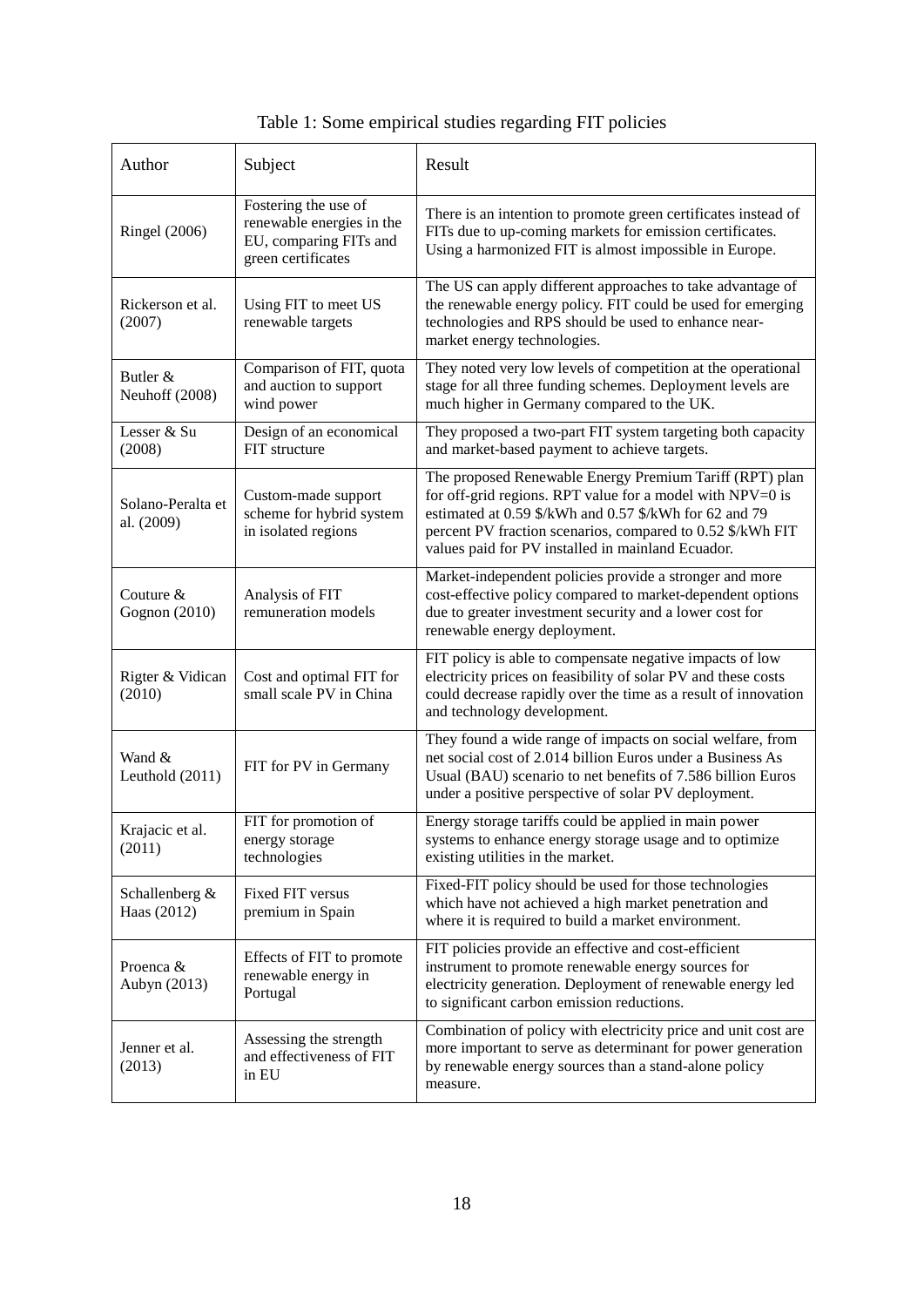Table 1: Some empirical studies regarding FIT policies

| Author | Subject | Result |
|---|---|---|
| Ringel (2006) | Fostering the use of renewable energies in the EU, comparing FITs and green certificates | There is an intention to promote green certificates instead of FITs due to up-coming markets for emission certificates. Using a harmonized FIT is almost impossible in Europe. |
| Rickerson et al. (2007) | Using FIT to meet US renewable targets | The US can apply different approaches to take advantage of the renewable energy policy. FIT could be used for emerging technologies and RPS should be used to enhance near-market energy technologies. |
| Butler & Neuhoff (2008) | Comparison of FIT, quota and auction to support wind power | They noted very low levels of competition at the operational stage for all three funding schemes. Deployment levels are much higher in Germany compared to the UK. |
| Lesser & Su (2008) | Design of an economical FIT structure | They proposed a two-part FIT system targeting both capacity and market-based payment to achieve targets. |
| Solano-Peralta et al. (2009) | Custom-made support scheme for hybrid system in isolated regions | The proposed Renewable Energy Premium Tariff (RPT) plan for off-grid regions. RPT value for a model with NPV=0 is estimated at 0.59 $/kWh and 0.57 $/kWh for 62 and 79 percent PV fraction scenarios, compared to 0.52 $/kWh FIT values paid for PV installed in mainland Ecuador. |
| Couture & Gognon (2010) | Analysis of FIT remuneration models | Market-independent policies provide a stronger and more cost-effective policy compared to market-dependent options due to greater investment security and a lower cost for renewable energy deployment. |
| Rigter & Vidican (2010) | Cost and optimal FIT for small scale PV in China | FIT policy is able to compensate negative impacts of low electricity prices on feasibility of solar PV and these costs could decrease rapidly over the time as a result of innovation and technology development. |
| Wand & Leuthold (2011) | FIT for PV in Germany | They found a wide range of impacts on social welfare, from net social cost of 2.014 billion Euros under a Business As Usual (BAU) scenario to net benefits of 7.586 billion Euros under a positive perspective of solar PV deployment. |
| Krajacic et al. (2011) | FIT for promotion of energy storage technologies | Energy storage tariffs could be applied in main power systems to enhance energy storage usage and to optimize existing utilities in the market. |
| Schallenberg & Haas (2012) | Fixed FIT versus premium in Spain | Fixed-FIT policy should be used for those technologies which have not achieved a high market penetration and where it is required to build a market environment. |
| Proenca & Aubyn (2013) | Effects of FIT to promote renewable energy in Portugal | FIT policies provide an effective and cost-efficient instrument to promote renewable energy sources for electricity generation. Deployment of renewable energy led to significant carbon emission reductions. |
| Jenner et al. (2013) | Assessing the strength and effectiveness of FIT in EU | Combination of policy with electricity price and unit cost are more important to serve as determinant for power generation by renewable energy sources than a stand-alone policy measure. |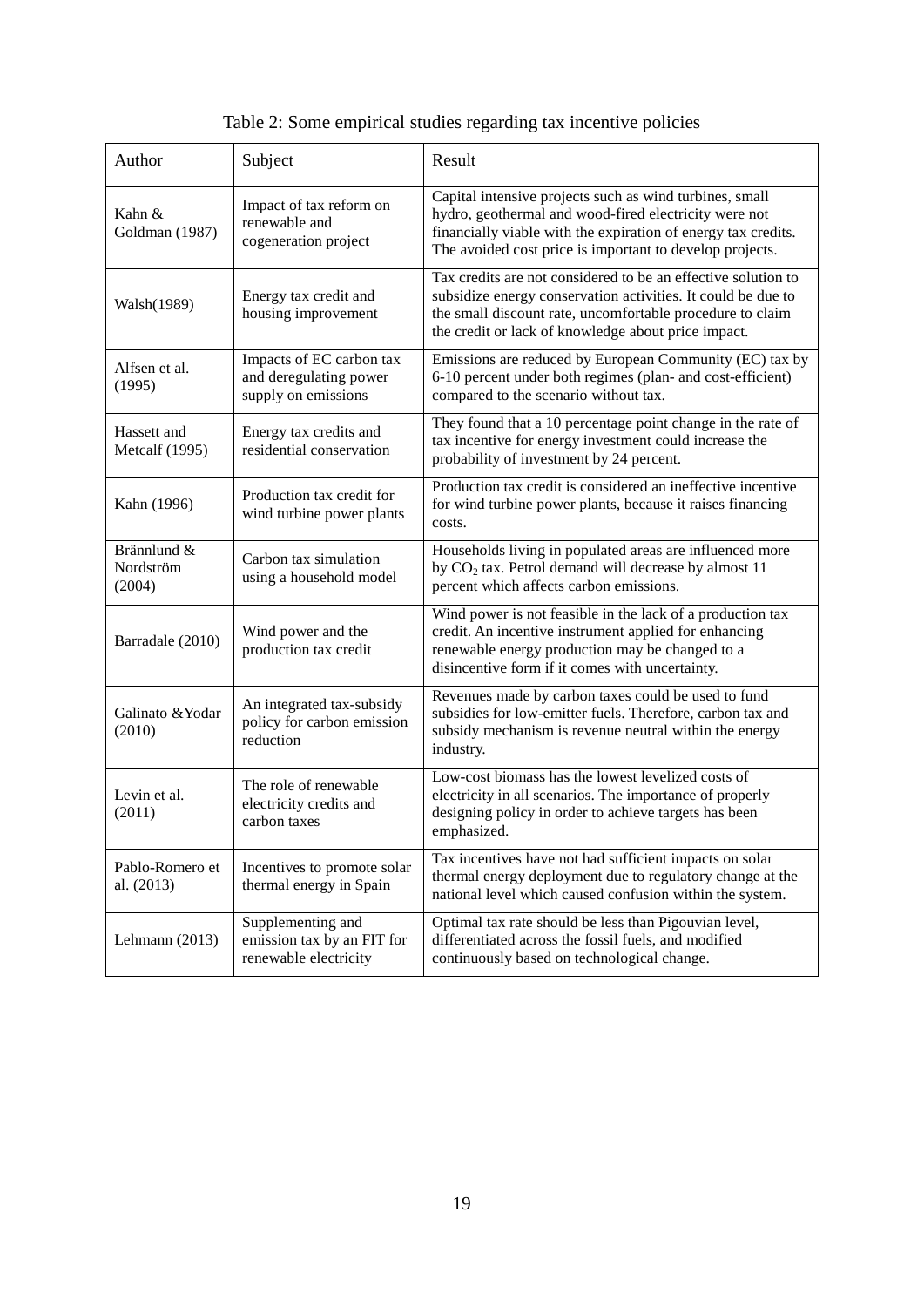Table 2: Some empirical studies regarding tax incentive policies

| Author | Subject | Result |
|---|---|---|
| Kahn & Goldman (1987) | Impact of tax reform on renewable and cogeneration project | Capital intensive projects such as wind turbines, small hydro, geothermal and wood-fired electricity were not financially viable with the expiration of energy tax credits. The avoided cost price is important to develop projects. |
| Walsh(1989) | Energy tax credit and housing improvement | Tax credits are not considered to be an effective solution to subsidize energy conservation activities. It could be due to the small discount rate, uncomfortable procedure to claim the credit or lack of knowledge about price impact. |
| Alfsen et al. (1995) | Impacts of EC carbon tax and deregulating power supply on emissions | Emissions are reduced by European Community (EC) tax by 6-10 percent under both regimes (plan- and cost-efficient) compared to the scenario without tax. |
| Hassett and Metcalf (1995) | Energy tax credits and residential conservation | They found that a 10 percentage point change in the rate of tax incentive for energy investment could increase the probability of investment by 24 percent. |
| Kahn (1996) | Production tax credit for wind turbine power plants | Production tax credit is considered an ineffective incentive for wind turbine power plants, because it raises financing costs. |
| Brännlund & Nordström (2004) | Carbon tax simulation using a household model | Households living in populated areas are influenced more by $CO_2$ tax. Petrol demand will decrease by almost 11 percent which affects carbon emissions. |
| Barradale (2010) | Wind power and the production tax credit | Wind power is not feasible in the lack of a production tax credit. An incentive instrument applied for enhancing renewable energy production may be changed to a disincentive form if it comes with uncertainty. |
| Galinato &Yodar (2010) | An integrated tax-subsidy policy for carbon emission reduction | Revenues made by carbon taxes could be used to fund subsidies for low-emitter fuels. Therefore, carbon tax and subsidy mechanism is revenue neutral within the energy industry. |
| Levin et al. (2011) | The role of renewable electricity credits and carbon taxes | Low-cost biomass has the lowest levelized costs of electricity in all scenarios. The importance of properly designing policy in order to achieve targets has been emphasized. |
| Pablo-Romero et al. (2013) | Incentives to promote solar thermal energy in Spain | Tax incentives have not had sufficient impacts on solar thermal energy deployment due to regulatory change at the national level which caused confusion within the system. |
| Lehmann (2013) | Supplementing and emission tax by an FIT for renewable electricity | Optimal tax rate should be less than Pigouvian level, differentiated across the fossil fuels, and modified continuously based on technological change. |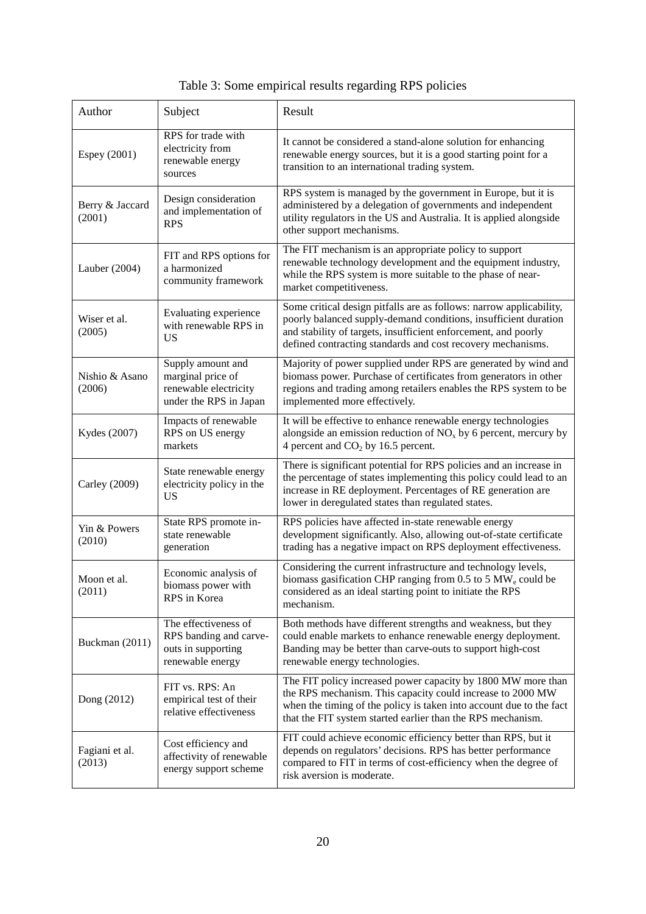Table 3: Some empirical results regarding RPS policies

| Author | Subject | Result |
|---|---|---|
| Espey (2001) | RPS for trade with electricity from renewable energy sources | It cannot be considered a stand-alone solution for enhancing renewable energy sources, but it is a good starting point for a transition to an international trading system. |
| Berry & Jaccard (2001) | Design consideration and implementation of RPS | RPS system is managed by the government in Europe, but it is administered by a delegation of governments and independent utility regulators in the US and Australia. It is applied alongside other support mechanisms. |
| Lauber (2004) | FIT and RPS options for a harmonized community framework | The FIT mechanism is an appropriate policy to support renewable technology development and the equipment industry, while the RPS system is more suitable to the phase of near-market competitiveness. |
| Wiser et al. (2005) | Evaluating experience with renewable RPS in US | Some critical design pitfalls are as follows: narrow applicability, poorly balanced supply-demand conditions, insufficient duration and stability of targets, insufficient enforcement, and poorly defined contracting standards and cost recovery mechanisms. |
| Nishio & Asano (2006) | Supply amount and marginal price of renewable electricity under the RPS in Japan | Majority of power supplied under RPS are generated by wind and biomass power. Purchase of certificates from generators in other regions and trading among retailers enables the RPS system to be implemented more effectively. |
| Kydes (2007) | Impacts of renewable RPS on US energy markets | It will be effective to enhance renewable energy technologies alongside an emission reduction of $NO_x$ by 6 percent, mercury by 4 percent and $CO_2$ by 16.5 percent. |
| Carley (2009) | State renewable energy electricity policy in the US | There is significant potential for RPS policies and an increase in the percentage of states implementing this policy could lead to an increase in RE deployment. Percentages of RE generation are lower in deregulated states than regulated states. |
| Yin & Powers (2010) | State RPS promote in-state renewable generation | RPS policies have affected in-state renewable energy development significantly. Also, allowing out-of-state certificate trading has a negative impact on RPS deployment effectiveness. |
| Moon et al. (2011) | Economic analysis of biomass power with RPS in Korea | Considering the current infrastructure and technology levels, biomass gasification CHP ranging from 0.5 to 5 $MW_e$ could be considered as an ideal starting point to initiate the RPS mechanism. |
| Buckman (2011) | The effectiveness of RPS banding and carve-outs in supporting renewable energy | Both methods have different strengths and weakness, but they could enable markets to enhance renewable energy deployment. Banding may be better than carve-outs to support high-cost renewable energy technologies. |
| Dong (2012) | FIT vs. RPS: An empirical test of their relative effectiveness | The FIT policy increased power capacity by 1800 MW more than the RPS mechanism. This capacity could increase to 2000 MW when the timing of the policy is taken into account due to the fact that the FIT system started earlier than the RPS mechanism. |
| Fagiani et al. (2013) | Cost efficiency and affectivity of renewable energy support scheme | FIT could achieve economic efficiency better than RPS, but it depends on regulators' decisions. RPS has better performance compared to FIT in terms of cost-efficiency when the degree of risk aversion is moderate. |